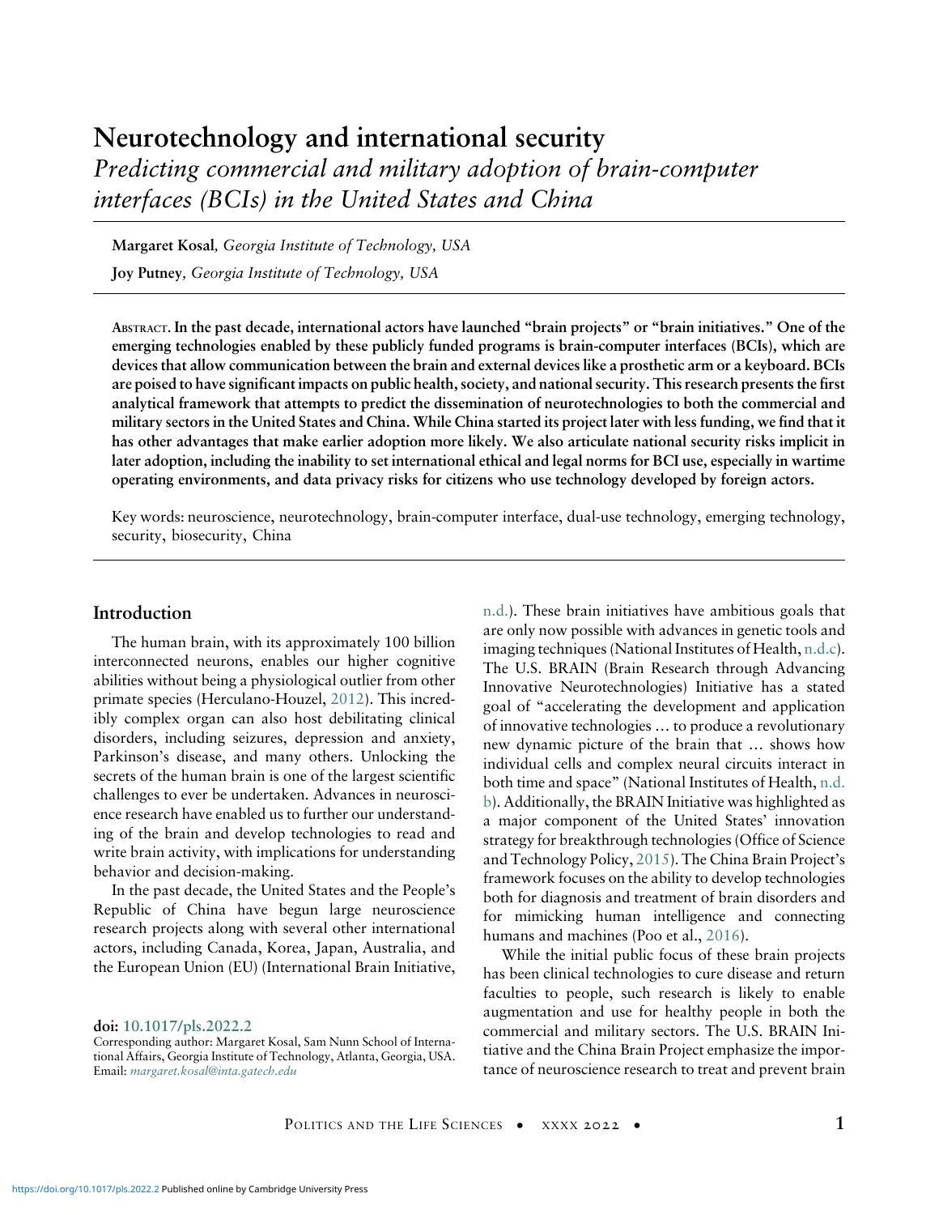# Neurotechnology and international security

## *Predicting commercial and military adoption of brain-computer interfaces (BCIs) in the United States and China*

**Margaret Kosal**, *Georgia Institute of Technology, USA*

**Joy Putney**, *Georgia Institute of Technology, USA*

**Abstract. In the past decade, international actors have launched "brain projects" or "brain initiatives." One of the emerging technologies enabled by these publicly funded programs is brain-computer interfaces (BCIs), which are devices that allow communication between the brain and external devices like a prosthetic arm or a keyboard. BCIs are poised to have significant impacts on public health, society, and national security. This research presents the first analytical framework that attempts to predict the dissemination of neurotechnologies to both the commercial and military sectors in the United States and China. While China started its project later with less funding, we find that it has other advantages that make earlier adoption more likely. We also articulate national security risks implicit in later adoption, including the inability to set international ethical and legal norms for BCI use, especially in wartime operating environments, and data privacy risks for citizens who use technology developed by foreign actors.**

Key words: neuroscience, neurotechnology, brain-computer interface, dual-use technology, emerging technology, security, biosecurity, China

## Introduction

The human brain, with its approximately 100 billion interconnected neurons, enables our higher cognitive abilities without being a physiological outlier from other primate species (Herculano-Houzel, 2012). This incredibly complex organ can also host debilitating clinical disorders, including seizures, depression and anxiety, Parkinson's disease, and many others. Unlocking the secrets of the human brain is one of the largest scientific challenges to ever be undertaken. Advances in neuroscience research have enabled us to further our understanding of the brain and develop technologies to read and write brain activity, with implications for understanding behavior and decision-making.

In the past decade, the United States and the People's Republic of China have begun large neuroscience research projects along with several other international actors, including Canada, Korea, Japan, Australia, and the European Union (EU) (International Brain Initiative, n.d.). These brain initiatives have ambitious goals that are only now possible with advances in genetic tools and imaging techniques (National Institutes of Health, n.d.c). The U.S. BRAIN (Brain Research through Advancing Innovative Neurotechnologies) Initiative has a stated goal of "accelerating the development and application of innovative technologies … to produce a revolutionary new dynamic picture of the brain that … shows how individual cells and complex neural circuits interact in both time and space" (National Institutes of Health, n.d. b). Additionally, the BRAIN Initiative was highlighted as a major component of the United States' innovation strategy for breakthrough technologies (Office of Science and Technology Policy, 2015). The China Brain Project's framework focuses on the ability to develop technologies both for diagnosis and treatment of brain disorders and for mimicking human intelligence and connecting humans and machines (Poo et al., 2016).

While the initial public focus of these brain projects has been clinical technologies to cure disease and return faculties to people, such research is likely to enable augmentation and use for healthy people in both the commercial and military sectors. The U.S. BRAIN Initiative and the China Brain Project emphasize the importance of neuroscience research to treat and prevent brain

doi: 10.1017/pls.2022.2

Corresponding author: Margaret Kosal, Sam Nunn School of International Affairs, Georgia Institute of Technology, Atlanta, Georgia, USA. Email: *margaret.kosal@inta.gatech.edu*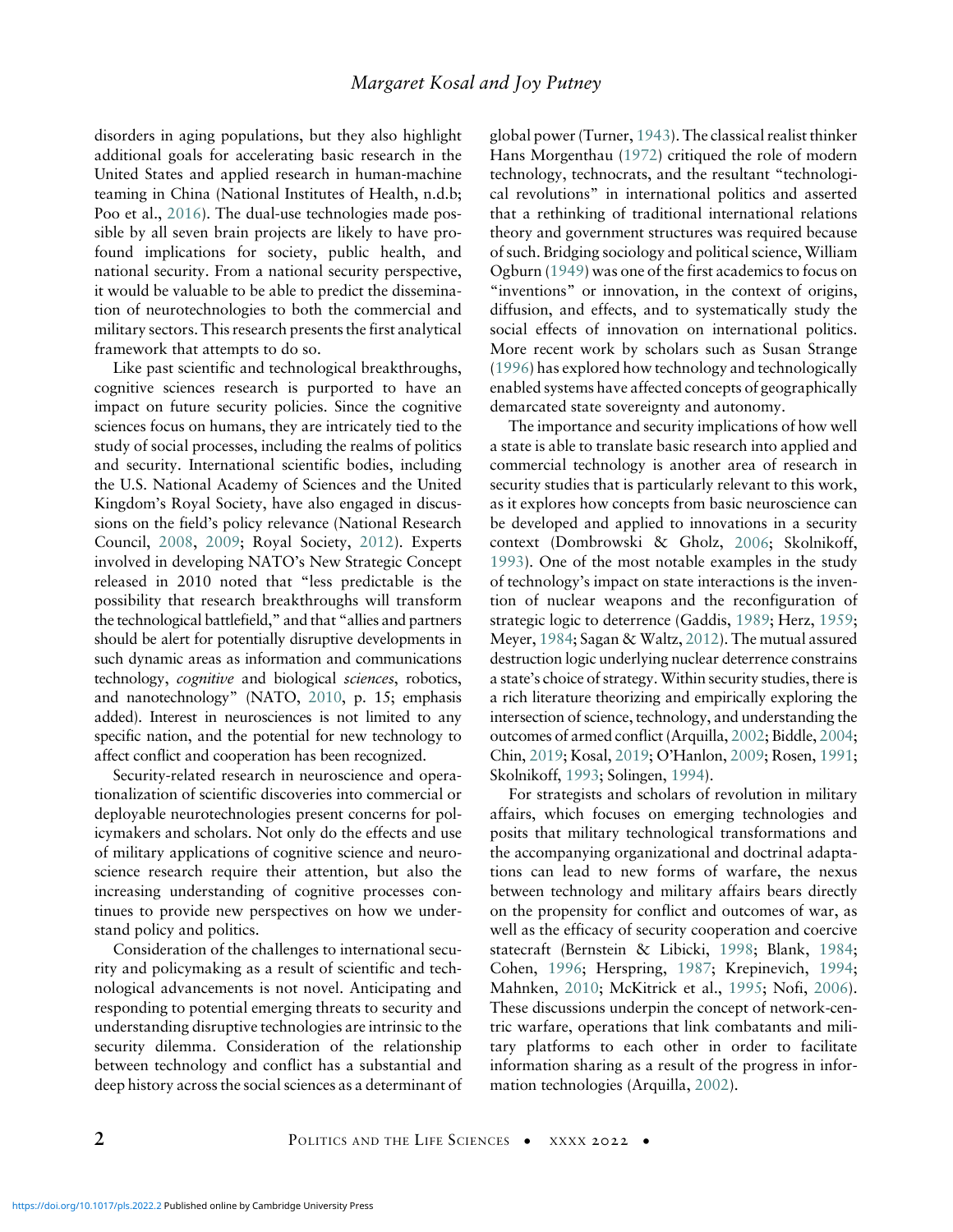disorders in aging populations, but they also highlight additional goals for accelerating basic research in the United States and applied research in human-machine teaming in China (National Institutes of Health, n.d.b; Poo et al., 2016). The dual-use technologies made possible by all seven brain projects are likely to have profound implications for society, public health, and national security. From a national security perspective, it would be valuable to be able to predict the dissemination of neurotechnologies to both the commercial and military sectors. This research presents the first analytical framework that attempts to do so.

Like past scientific and technological breakthroughs, cognitive sciences research is purported to have an impact on future security policies. Since the cognitive sciences focus on humans, they are intricately tied to the study of social processes, including the realms of politics and security. International scientific bodies, including the U.S. National Academy of Sciences and the United Kingdom's Royal Society, have also engaged in discussions on the field's policy relevance (National Research Council, 2008, 2009; Royal Society, 2012). Experts involved in developing NATO's New Strategic Concept released in 2010 noted that "less predictable is the possibility that research breakthroughs will transform the technological battlefield," and that "allies and partners should be alert for potentially disruptive developments in such dynamic areas as information and communications technology, *cognitive* and biological *sciences*, robotics, and nanotechnology" (NATO, 2010, p. 15; emphasis added). Interest in neurosciences is not limited to any specific nation, and the potential for new technology to affect conflict and cooperation has been recognized.

Security-related research in neuroscience and operationalization of scientific discoveries into commercial or deployable neurotechnologies present concerns for policymakers and scholars. Not only do the effects and use of military applications of cognitive science and neuroscience research require their attention, but also the increasing understanding of cognitive processes continues to provide new perspectives on how we understand policy and politics.

Consideration of the challenges to international security and policymaking as a result of scientific and technological advancements is not novel. Anticipating and responding to potential emerging threats to security and understanding disruptive technologies are intrinsic to the security dilemma. Consideration of the relationship between technology and conflict has a substantial and deep history across the social sciences as a determinant of global power (Turner, 1943). The classical realist thinker Hans Morgenthau (1972) critiqued the role of modern technology, technocrats, and the resultant "technological revolutions" in international politics and asserted that a rethinking of traditional international relations theory and government structures was required because of such. Bridging sociology and political science, William Ogburn (1949) was one of the first academics to focus on "inventions" or innovation, in the context of origins, diffusion, and effects, and to systematically study the social effects of innovation on international politics. More recent work by scholars such as Susan Strange (1996) has explored how technology and technologically enabled systems have affected concepts of geographically demarcated state sovereignty and autonomy.

The importance and security implications of how well a state is able to translate basic research into applied and commercial technology is another area of research in security studies that is particularly relevant to this work, as it explores how concepts from basic neuroscience can be developed and applied to innovations in a security context (Dombrowski & Gholz, 2006; Skolnikoff, 1993). One of the most notable examples in the study of technology's impact on state interactions is the invention of nuclear weapons and the reconfiguration of strategic logic to deterrence (Gaddis, 1989; Herz, 1959; Meyer, 1984; Sagan & Waltz, 2012). The mutual assured destruction logic underlying nuclear deterrence constrains a state's choice of strategy. Within security studies, there is a rich literature theorizing and empirically exploring the intersection of science, technology, and understanding the outcomes of armed conflict (Arquilla, 2002; Biddle, 2004; Chin, 2019; Kosal, 2019; O'Hanlon, 2009; Rosen, 1991; Skolnikoff, 1993; Solingen, 1994).

For strategists and scholars of revolution in military affairs, which focuses on emerging technologies and posits that military technological transformations and the accompanying organizational and doctrinal adaptations can lead to new forms of warfare, the nexus between technology and military affairs bears directly on the propensity for conflict and outcomes of war, as well as the efficacy of security cooperation and coercive statecraft (Bernstein & Libicki, 1998; Blank, 1984; Cohen, 1996; Herspring, 1987; Krepinevich, 1994; Mahnken, 2010; McKitrick et al., 1995; Nofi, 2006). These discussions underpin the concept of network-centric warfare, operations that link combatants and military platforms to each other in order to facilitate information sharing as a result of the progress in information technologies (Arquilla, 2002).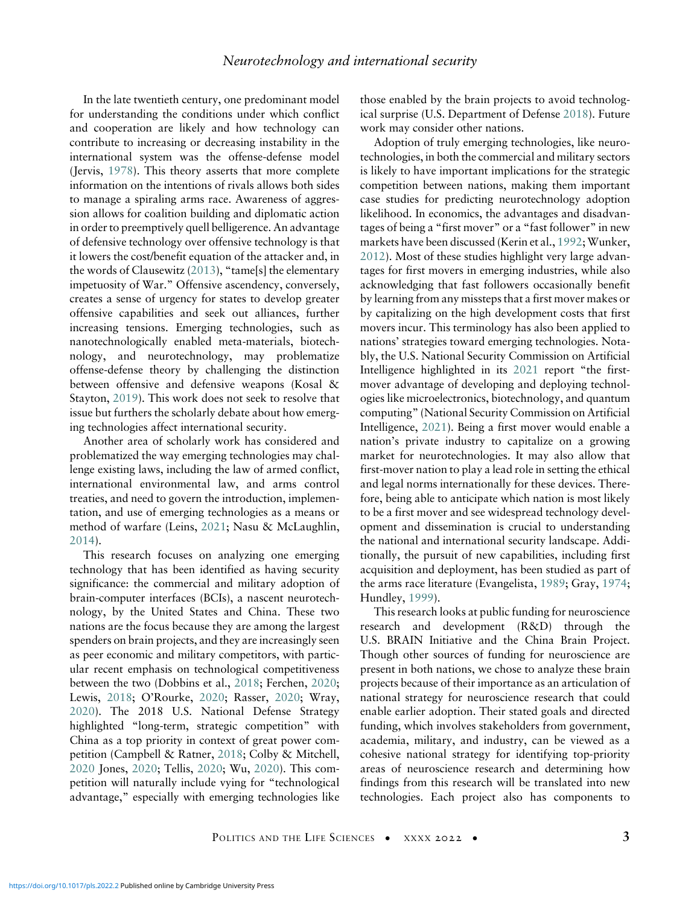In the late twentieth century, one predominant model for understanding the conditions under which conflict and cooperation are likely and how technology can contribute to increasing or decreasing instability in the international system was the offense-defense model (Jervis, 1978). This theory asserts that more complete information on the intentions of rivals allows both sides to manage a spiraling arms race. Awareness of aggression allows for coalition building and diplomatic action in order to preemptively quell belligerence. An advantage of defensive technology over offensive technology is that it lowers the cost/benefit equation of the attacker and, in the words of Clausewitz (2013), "tame[s] the elementary impetuosity of War." Offensive ascendency, conversely, creates a sense of urgency for states to develop greater offensive capabilities and seek out alliances, further increasing tensions. Emerging technologies, such as nanotechnologically enabled meta-materials, biotechnology, and neurotechnology, may problematize offense-defense theory by challenging the distinction between offensive and defensive weapons (Kosal & Stayton, 2019). This work does not seek to resolve that issue but furthers the scholarly debate about how emerging technologies affect international security.

Another area of scholarly work has considered and problematized the way emerging technologies may challenge existing laws, including the law of armed conflict, international environmental law, and arms control treaties, and need to govern the introduction, implementation, and use of emerging technologies as a means or method of warfare (Leins, 2021; Nasu & McLaughlin, 2014).

This research focuses on analyzing one emerging technology that has been identified as having security significance: the commercial and military adoption of brain-computer interfaces (BCIs), a nascent neurotechnology, by the United States and China. These two nations are the focus because they are among the largest spenders on brain projects, and they are increasingly seen as peer economic and military competitors, with particular recent emphasis on technological competitiveness between the two (Dobbins et al., 2018; Ferchen, 2020; Lewis, 2018; O'Rourke, 2020; Rasser, 2020; Wray, 2020). The 2018 U.S. National Defense Strategy highlighted "long-term, strategic competition" with China as a top priority in context of great power competition (Campbell & Ratner, 2018; Colby & Mitchell, 2020 Jones, 2020; Tellis, 2020; Wu, 2020). This competition will naturally include vying for "technological advantage," especially with emerging technologies like those enabled by the brain projects to avoid technological surprise (U.S. Department of Defense 2018). Future work may consider other nations.

Adoption of truly emerging technologies, like neurotechnologies, in both the commercial and military sectors is likely to have important implications for the strategic competition between nations, making them important case studies for predicting neurotechnology adoption likelihood. In economics, the advantages and disadvantages of being a "first mover" or a "fast follower" in new markets have been discussed (Kerin et al., 1992; Wunker, 2012). Most of these studies highlight very large advantages for first movers in emerging industries, while also acknowledging that fast followers occasionally benefit by learning from any missteps that a first mover makes or by capitalizing on the high development costs that first movers incur. This terminology has also been applied to nations' strategies toward emerging technologies. Notably, the U.S. National Security Commission on Artificial Intelligence highlighted in its 2021 report "the first-mover advantage of developing and deploying technologies like microelectronics, biotechnology, and quantum computing" (National Security Commission on Artificial Intelligence, 2021). Being a first mover would enable a nation's private industry to capitalize on a growing market for neurotechnologies. It may also allow that first-mover nation to play a lead role in setting the ethical and legal norms internationally for these devices. Therefore, being able to anticipate which nation is most likely to be a first mover and see widespread technology development and dissemination is crucial to understanding the national and international security landscape. Additionally, the pursuit of new capabilities, including first acquisition and deployment, has been studied as part of the arms race literature (Evangelista, 1989; Gray, 1974; Hundley, 1999).

This research looks at public funding for neuroscience research and development (R&D) through the U.S. BRAIN Initiative and the China Brain Project. Though other sources of funding for neuroscience are present in both nations, we chose to analyze these brain projects because of their importance as an articulation of national strategy for neuroscience research that could enable earlier adoption. Their stated goals and directed funding, which involves stakeholders from government, academia, military, and industry, can be viewed as a cohesive national strategy for identifying top-priority areas of neuroscience research and determining how findings from this research will be translated into new technologies. Each project also has components to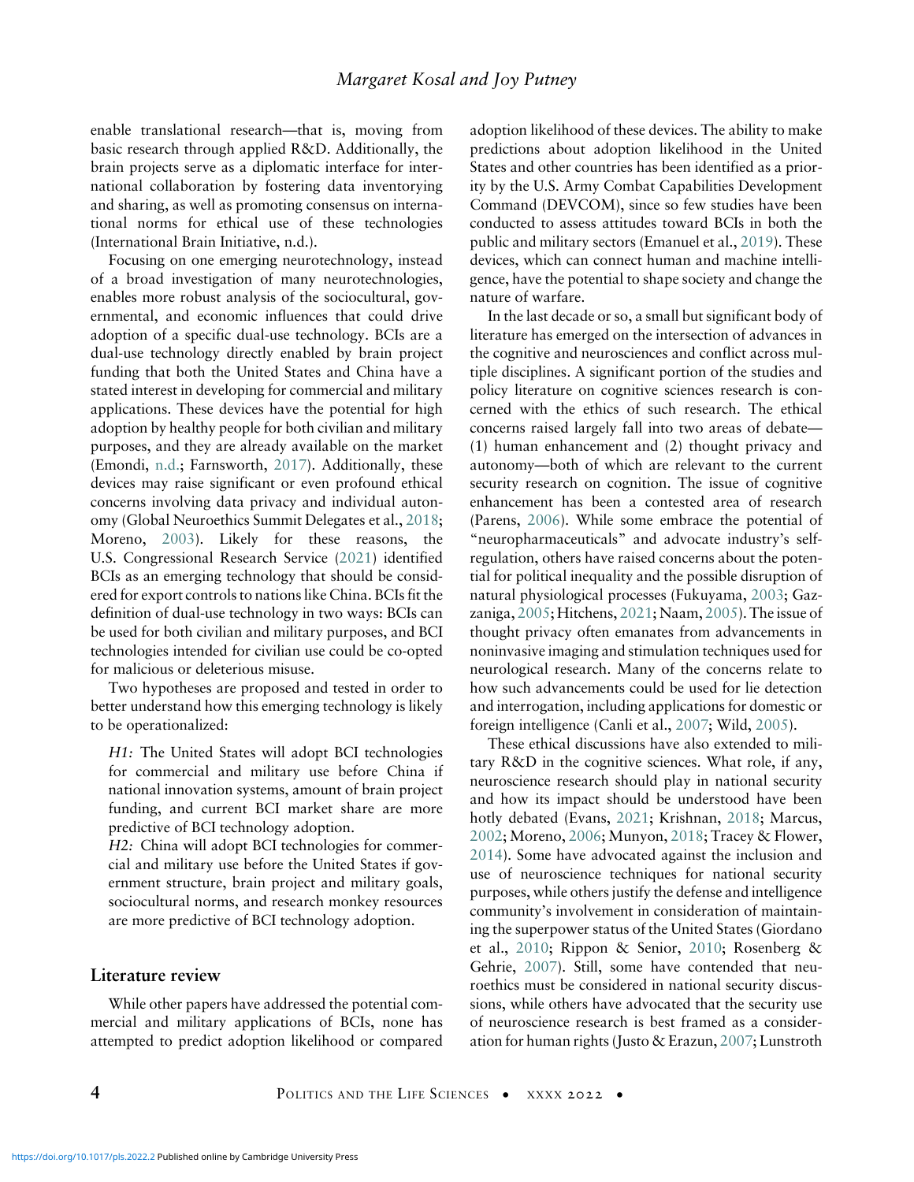enable translational research—that is, moving from basic research through applied R&D. Additionally, the brain projects serve as a diplomatic interface for international collaboration by fostering data inventorying and sharing, as well as promoting consensus on international norms for ethical use of these technologies (International Brain Initiative, n.d.).

Focusing on one emerging neurotechnology, instead of a broad investigation of many neurotechnologies, enables more robust analysis of the sociocultural, governmental, and economic influences that could drive adoption of a specific dual-use technology. BCIs are a dual-use technology directly enabled by brain project funding that both the United States and China have a stated interest in developing for commercial and military applications. These devices have the potential for high adoption by healthy people for both civilian and military purposes, and they are already available on the market (Emondi, n.d.; Farnsworth, 2017). Additionally, these devices may raise significant or even profound ethical concerns involving data privacy and individual autonomy (Global Neuroethics Summit Delegates et al., 2018; Moreno, 2003). Likely for these reasons, the U.S. Congressional Research Service (2021) identified BCIs as an emerging technology that should be considered for export controls to nations like China. BCIs fit the definition of dual-use technology in two ways: BCIs can be used for both civilian and military purposes, and BCI technologies intended for civilian use could be co-opted for malicious or deleterious misuse.

Two hypotheses are proposed and tested in order to better understand how this emerging technology is likely to be operationalized:

*H1:* The United States will adopt BCI technologies for commercial and military use before China if national innovation systems, amount of brain project funding, and current BCI market share are more predictive of BCI technology adoption.

*H2:* China will adopt BCI technologies for commercial and military use before the United States if government structure, brain project and military goals, sociocultural norms, and research monkey resources are more predictive of BCI technology adoption.

## Literature review

While other papers have addressed the potential commercial and military applications of BCIs, none has attempted to predict adoption likelihood or compared adoption likelihood of these devices. The ability to make predictions about adoption likelihood in the United States and other countries has been identified as a priority by the U.S. Army Combat Capabilities Development Command (DEVCOM), since so few studies have been conducted to assess attitudes toward BCIs in both the public and military sectors (Emanuel et al., 2019). These devices, which can connect human and machine intelligence, have the potential to shape society and change the nature of warfare.

In the last decade or so, a small but significant body of literature has emerged on the intersection of advances in the cognitive and neurosciences and conflict across multiple disciplines. A significant portion of the studies and policy literature on cognitive sciences research is concerned with the ethics of such research. The ethical concerns raised largely fall into two areas of debate—(1) human enhancement and (2) thought privacy and autonomy—both of which are relevant to the current security research on cognition. The issue of cognitive enhancement has been a contested area of research (Parens, 2006). While some embrace the potential of "neuropharmaceuticals" and advocate industry's self-regulation, others have raised concerns about the potential for political inequality and the possible disruption of natural physiological processes (Fukuyama, 2003; Gazzaniga, 2005; Hitchens, 2021; Naam, 2005). The issue of thought privacy often emanates from advancements in noninvasive imaging and stimulation techniques used for neurological research. Many of the concerns relate to how such advancements could be used for lie detection and interrogation, including applications for domestic or foreign intelligence (Canli et al., 2007; Wild, 2005).

These ethical discussions have also extended to military R&D in the cognitive sciences. What role, if any, neuroscience research should play in national security and how its impact should be understood have been hotly debated (Evans, 2021; Krishnan, 2018; Marcus, 2002; Moreno, 2006; Munyon, 2018; Tracey & Flower, 2014). Some have advocated against the inclusion and use of neuroscience techniques for national security purposes, while others justify the defense and intelligence community's involvement in consideration of maintaining the superpower status of the United States (Giordano et al., 2010; Rippon & Senior, 2010; Rosenberg & Gehrie, 2007). Still, some have contended that neuroethics must be considered in national security discussions, while others have advocated that the security use of neuroscience research is best framed as a consideration for human rights (Justo & Erazun, 2007; Lunstroth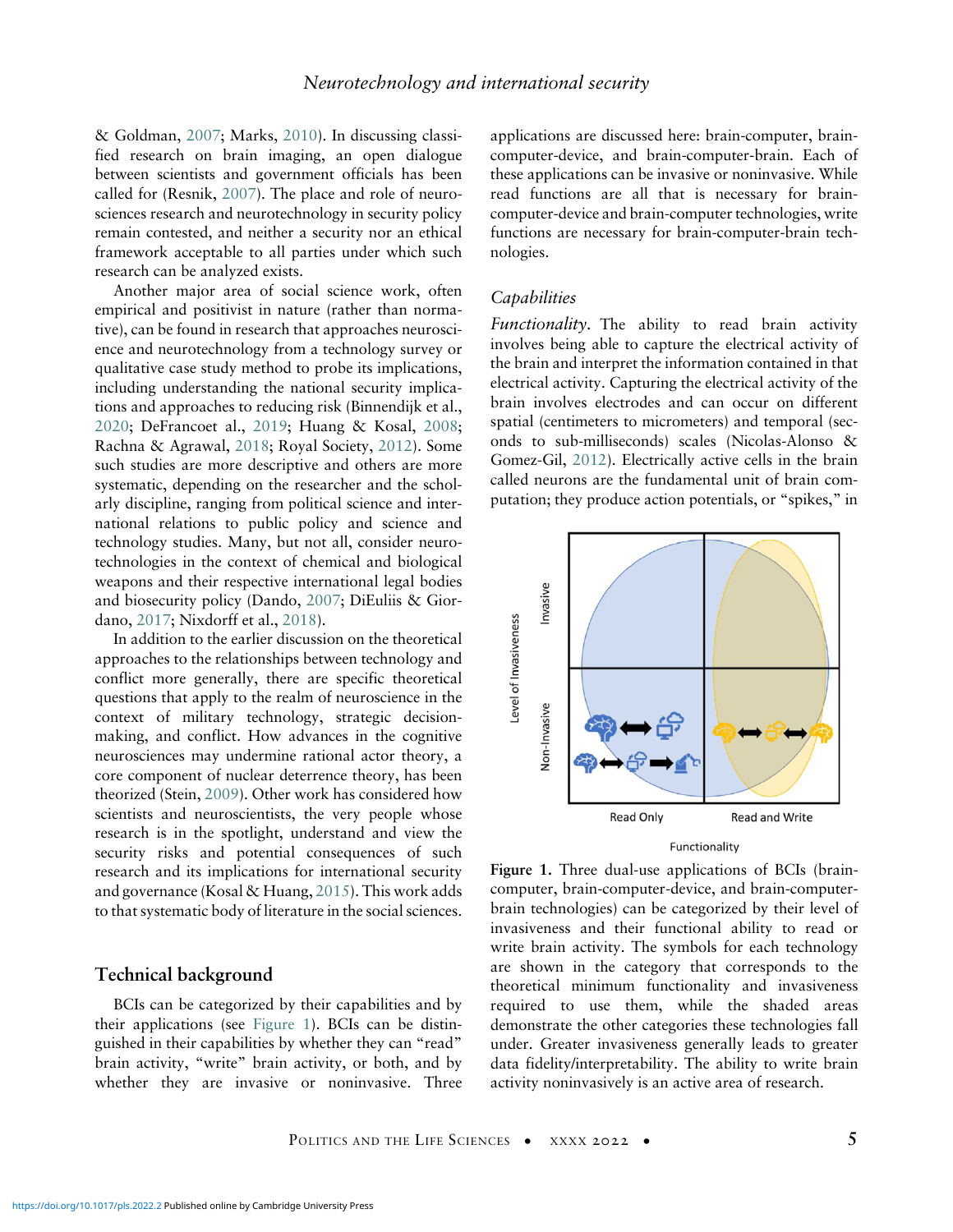& Goldman, 2007; Marks, 2010). In discussing classified research on brain imaging, an open dialogue between scientists and government officials has been called for (Resnik, 2007). The place and role of neurosciences research and neurotechnology in security policy remain contested, and neither a security nor an ethical framework acceptable to all parties under which such research can be analyzed exists.

Another major area of social science work, often empirical and positivist in nature (rather than normative), can be found in research that approaches neuroscience and neurotechnology from a technology survey or qualitative case study method to probe its implications, including understanding the national security implications and approaches to reducing risk (Binnendijk et al., 2020; DeFrancoet al., 2019; Huang & Kosal, 2008; Rachna & Agrawal, 2018; Royal Society, 2012). Some such studies are more descriptive and others are more systematic, depending on the researcher and the scholarly discipline, ranging from political science and international relations to public policy and science and technology studies. Many, but not all, consider neurotechnologies in the context of chemical and biological weapons and their respective international legal bodies and biosecurity policy (Dando, 2007; DiEuliis & Giordano, 2017; Nixdorff et al., 2018).

In addition to the earlier discussion on the theoretical approaches to the relationships between technology and conflict more generally, there are specific theoretical questions that apply to the realm of neuroscience in the context of military technology, strategic decision-making, and conflict. How advances in the cognitive neurosciences may undermine rational actor theory, a core component of nuclear deterrence theory, has been theorized (Stein, 2009). Other work has considered how scientists and neuroscientists, the very people whose research is in the spotlight, understand and view the security risks and potential consequences of such research and its implications for international security and governance (Kosal & Huang, 2015). This work adds to that systematic body of literature in the social sciences.

## Technical background

BCIs can be categorized by their capabilities and by their applications (see Figure 1). BCIs can be distinguished in their capabilities by whether they can "read" brain activity, "write" brain activity, or both, and by whether they are invasive or noninvasive. Three applications are discussed here: brain-computer, brain-computer-device, and brain-computer-brain. Each of these applications can be invasive or noninvasive. While read functions are all that is necessary for brain-computer-device and brain-computer technologies, write functions are necessary for brain-computer-brain technologies.

### Capabilities

*Functionality*. The ability to read brain activity involves being able to capture the electrical activity of the brain and interpret the information contained in that electrical activity. Capturing the electrical activity of the brain involves electrodes and can occur on different spatial (centimeters to micrometers) and temporal (seconds to sub-milliseconds) scales (Nicolas-Alonso & Gomez-Gil, 2012). Electrically active cells in the brain called neurons are the fundamental unit of brain computation; they produce action potentials, or "spikes," in

**Figure 1.** Three dual-use applications of BCIs (brain-computer, brain-computer-device, and brain-computer-brain technologies) can be categorized by their level of invasiveness and their functional ability to read or write brain activity. The symbols for each technology are shown in the category that corresponds to the theoretical minimum functionality and invasiveness required to use them, while the shaded areas demonstrate the other categories these technologies fall under. Greater invasiveness generally leads to greater data fidelity/interpretability. The ability to write brain activity noninvasively is an active area of research.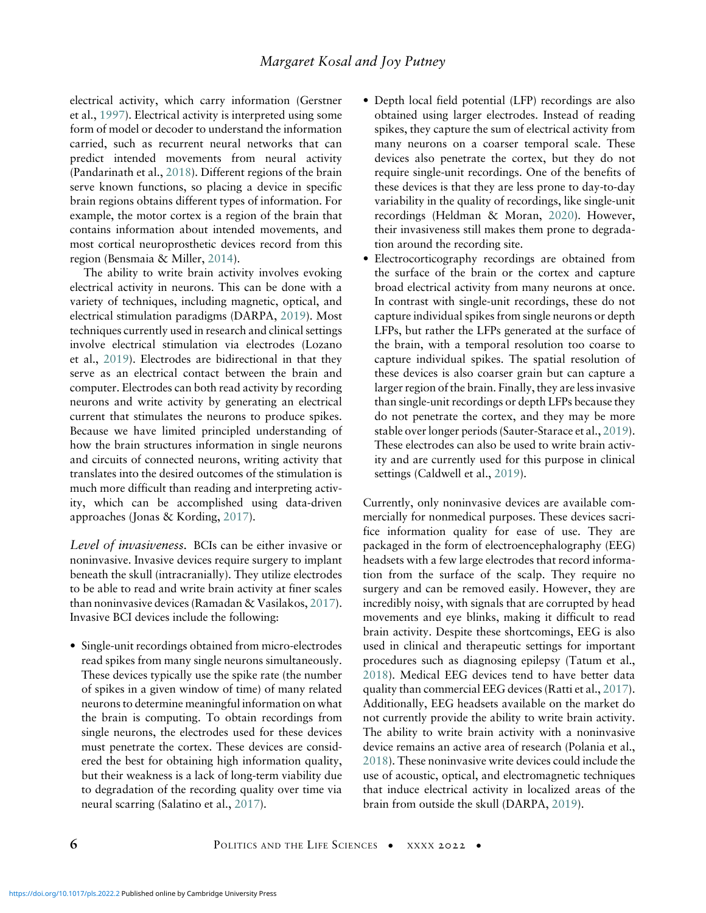electrical activity, which carry information (Gerstner et al., 1997). Electrical activity is interpreted using some form of model or decoder to understand the information carried, such as recurrent neural networks that can predict intended movements from neural activity (Pandarinath et al., 2018). Different regions of the brain serve known functions, so placing a device in specific brain regions obtains different types of information. For example, the motor cortex is a region of the brain that contains information about intended movements, and most cortical neuroprosthetic devices record from this region (Bensmaia & Miller, 2014).

The ability to write brain activity involves evoking electrical activity in neurons. This can be done with a variety of techniques, including magnetic, optical, and electrical stimulation paradigms (DARPA, 2019). Most techniques currently used in research and clinical settings involve electrical stimulation via electrodes (Lozano et al., 2019). Electrodes are bidirectional in that they serve as an electrical contact between the brain and computer. Electrodes can both read activity by recording neurons and write activity by generating an electrical current that stimulates the neurons to produce spikes. Because we have limited principled understanding of how the brain structures information in single neurons and circuits of connected neurons, writing activity that translates into the desired outcomes of the stimulation is much more difficult than reading and interpreting activity, which can be accomplished using data-driven approaches (Jonas & Kording, 2017).

*Level of invasiveness.* BCIs can be either invasive or noninvasive. Invasive devices require surgery to implant beneath the skull (intracranially). They utilize electrodes to be able to read and write brain activity at finer scales than noninvasive devices (Ramadan & Vasilakos, 2017). Invasive BCI devices include the following:

- Single-unit recordings obtained from micro-electrodes read spikes from many single neurons simultaneously. These devices typically use the spike rate (the number of spikes in a given window of time) of many related neurons to determine meaningful information on what the brain is computing. To obtain recordings from single neurons, the electrodes used for these devices must penetrate the cortex. These devices are considered the best for obtaining high information quality, but their weakness is a lack of long-term viability due to degradation of the recording quality over time via neural scarring (Salatino et al., 2017).
- Depth local field potential (LFP) recordings are also obtained using larger electrodes. Instead of reading spikes, they capture the sum of electrical activity from many neurons on a coarser temporal scale. These devices also penetrate the cortex, but they do not require single-unit recordings. One of the benefits of these devices is that they are less prone to day-to-day variability in the quality of recordings, like single-unit recordings (Heldman & Moran, 2020). However, their invasiveness still makes them prone to degradation around the recording site.
- Electrocorticography recordings are obtained from the surface of the brain or the cortex and capture broad electrical activity from many neurons at once. In contrast with single-unit recordings, these do not capture individual spikes from single neurons or depth LFPs, but rather the LFPs generated at the surface of the brain, with a temporal resolution too coarse to capture individual spikes. The spatial resolution of these devices is also coarser grain but can capture a larger region of the brain. Finally, they are less invasive than single-unit recordings or depth LFPs because they do not penetrate the cortex, and they may be more stable over longer periods (Sauter-Starace et al., 2019). These electrodes can also be used to write brain activity and are currently used for this purpose in clinical settings (Caldwell et al., 2019).

Currently, only noninvasive devices are available commercially for nonmedical purposes. These devices sacrifice information quality for ease of use. They are packaged in the form of electroencephalography (EEG) headsets with a few large electrodes that record information from the surface of the scalp. They require no surgery and can be removed easily. However, they are incredibly noisy, with signals that are corrupted by head movements and eye blinks, making it difficult to read brain activity. Despite these shortcomings, EEG is also used in clinical and therapeutic settings for important procedures such as diagnosing epilepsy (Tatum et al., 2018). Medical EEG devices tend to have better data quality than commercial EEG devices (Ratti et al., 2017). Additionally, EEG headsets available on the market do not currently provide the ability to write brain activity. The ability to write brain activity with a noninvasive device remains an active area of research (Polania et al., 2018). These noninvasive write devices could include the use of acoustic, optical, and electromagnetic techniques that induce electrical activity in localized areas of the brain from outside the skull (DARPA, 2019).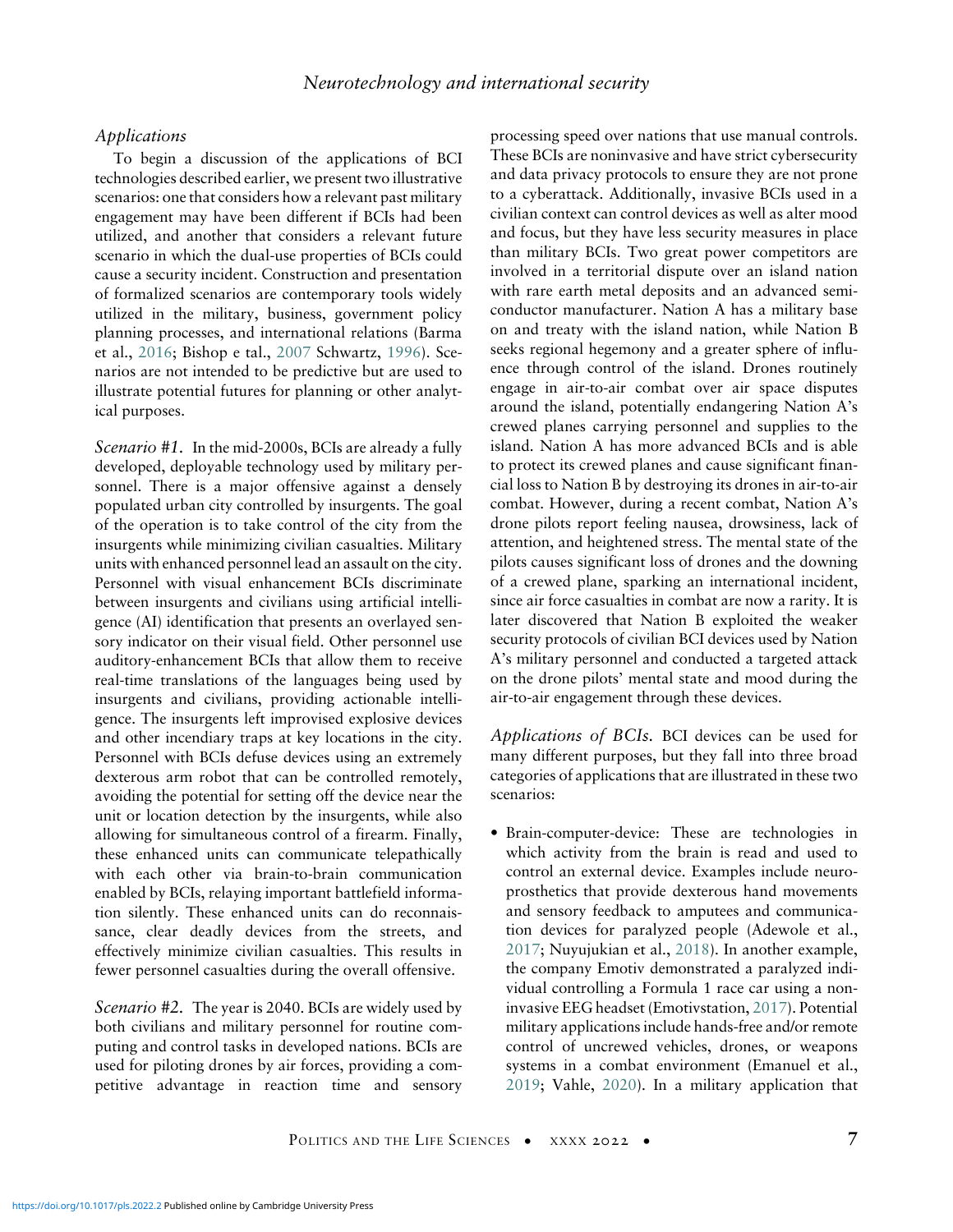### *Applications*

To begin a discussion of the applications of BCI technologies described earlier, we present two illustrative scenarios: one that considers how a relevant past military engagement may have been different if BCIs had been utilized, and another that considers a relevant future scenario in which the dual-use properties of BCIs could cause a security incident. Construction and presentation of formalized scenarios are contemporary tools widely utilized in the military, business, government policy planning processes, and international relations (Barma et al., 2016; Bishop e tal., 2007 Schwartz, 1996). Scenarios are not intended to be predictive but are used to illustrate potential futures for planning or other analytical purposes.

*Scenario #1.* In the mid-2000s, BCIs are already a fully developed, deployable technology used by military personnel. There is a major offensive against a densely populated urban city controlled by insurgents. The goal of the operation is to take control of the city from the insurgents while minimizing civilian casualties. Military units with enhanced personnel lead an assault on the city. Personnel with visual enhancement BCIs discriminate between insurgents and civilians using artificial intelligence (AI) identification that presents an overlayed sensory indicator on their visual field. Other personnel use auditory-enhancement BCIs that allow them to receive real-time translations of the languages being used by insurgents and civilians, providing actionable intelligence. The insurgents left improvised explosive devices and other incendiary traps at key locations in the city. Personnel with BCIs defuse devices using an extremely dexterous arm robot that can be controlled remotely, avoiding the potential for setting off the device near the unit or location detection by the insurgents, while also allowing for simultaneous control of a firearm. Finally, these enhanced units can communicate telepathically with each other via brain-to-brain communication enabled by BCIs, relaying important battlefield information silently. These enhanced units can do reconnaissance, clear deadly devices from the streets, and effectively minimize civilian casualties. This results in fewer personnel casualties during the overall offensive.

*Scenario #2.* The year is 2040. BCIs are widely used by both civilians and military personnel for routine computing and control tasks in developed nations. BCIs are used for piloting drones by air forces, providing a competitive advantage in reaction time and sensory processing speed over nations that use manual controls. These BCIs are noninvasive and have strict cybersecurity and data privacy protocols to ensure they are not prone to a cyberattack. Additionally, invasive BCIs used in a civilian context can control devices as well as alter mood and focus, but they have less security measures in place than military BCIs. Two great power competitors are involved in a territorial dispute over an island nation with rare earth metal deposits and an advanced semiconductor manufacturer. Nation A has a military base on and treaty with the island nation, while Nation B seeks regional hegemony and a greater sphere of influence through control of the island. Drones routinely engage in air-to-air combat over air space disputes around the island, potentially endangering Nation A's crewed planes carrying personnel and supplies to the island. Nation A has more advanced BCIs and is able to protect its crewed planes and cause significant financial loss to Nation B by destroying its drones in air-to-air combat. However, during a recent combat, Nation A's drone pilots report feeling nausea, drowsiness, lack of attention, and heightened stress. The mental state of the pilots causes significant loss of drones and the downing of a crewed plane, sparking an international incident, since air force casualties in combat are now a rarity. It is later discovered that Nation B exploited the weaker security protocols of civilian BCI devices used by Nation A's military personnel and conducted a targeted attack on the drone pilots' mental state and mood during the air-to-air engagement through these devices.

*Applications of BCIs.* BCI devices can be used for many different purposes, but they fall into three broad categories of applications that are illustrated in these two scenarios:

- Brain-computer-device: These are technologies in which activity from the brain is read and used to control an external device. Examples include neuroprosthetics that provide dexterous hand movements and sensory feedback to amputees and communication devices for paralyzed people (Adewole et al., 2017; Nuyujukian et al., 2018). In another example, the company Emotiv demonstrated a paralyzed individual controlling a Formula 1 race car using a noninvasive EEG headset (Emotivstation, 2017). Potential military applications include hands-free and/or remote control of uncrewed vehicles, drones, or weapons systems in a combat environment (Emanuel et al., 2019; Vahle, 2020). In a military application that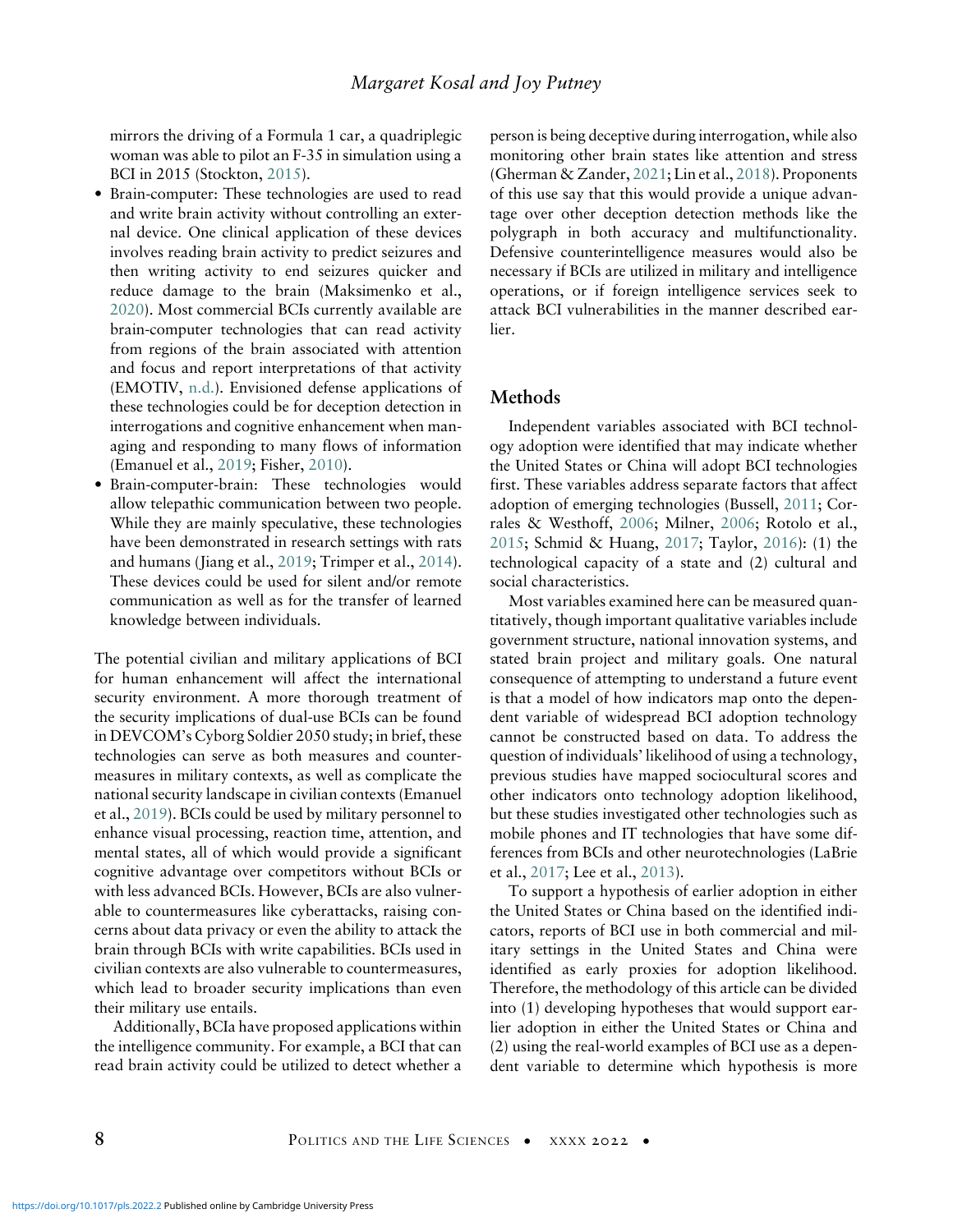mirrors the driving of a Formula 1 car, a quadriplegic woman was able to pilot an F-35 in simulation using a BCI in 2015 (Stockton, 2015).

- Brain-computer: These technologies are used to read and write brain activity without controlling an external device. One clinical application of these devices involves reading brain activity to predict seizures and then writing activity to end seizures quicker and reduce damage to the brain (Maksimenko et al., 2020). Most commercial BCIs currently available are brain-computer technologies that can read activity from regions of the brain associated with attention and focus and report interpretations of that activity (EMOTIV, n.d.). Envisioned defense applications of these technologies could be for deception detection in interrogations and cognitive enhancement when managing and responding to many flows of information (Emanuel et al., 2019; Fisher, 2010).
- Brain-computer-brain: These technologies would allow telepathic communication between two people. While they are mainly speculative, these technologies have been demonstrated in research settings with rats and humans (Jiang et al., 2019; Trimper et al., 2014). These devices could be used for silent and/or remote communication as well as for the transfer of learned knowledge between individuals.

The potential civilian and military applications of BCI for human enhancement will affect the international security environment. A more thorough treatment of the security implications of dual-use BCIs can be found in DEVCOM's Cyborg Soldier 2050 study; in brief, these technologies can serve as both measures and countermeasures in military contexts, as well as complicate the national security landscape in civilian contexts (Emanuel et al., 2019). BCIs could be used by military personnel to enhance visual processing, reaction time, attention, and mental states, all of which would provide a significant cognitive advantage over competitors without BCIs or with less advanced BCIs. However, BCIs are also vulnerable to countermeasures like cyberattacks, raising concerns about data privacy or even the ability to attack the brain through BCIs with write capabilities. BCIs used in civilian contexts are also vulnerable to countermeasures, which lead to broader security implications than even their military use entails.

Additionally, BCIa have proposed applications within the intelligence community. For example, a BCI that can read brain activity could be utilized to detect whether a person is being deceptive during interrogation, while also monitoring other brain states like attention and stress (Gherman & Zander, 2021; Lin et al., 2018). Proponents of this use say that this would provide a unique advantage over other deception detection methods like the polygraph in both accuracy and multifunctionality. Defensive counterintelligence measures would also be necessary if BCIs are utilized in military and intelligence operations, or if foreign intelligence services seek to attack BCI vulnerabilities in the manner described earlier.

## Methods

Independent variables associated with BCI technology adoption were identified that may indicate whether the United States or China will adopt BCI technologies first. These variables address separate factors that affect adoption of emerging technologies (Bussell, 2011; Corrales & Westhoff, 2006; Milner, 2006; Rotolo et al., 2015; Schmid & Huang, 2017; Taylor, 2016): (1) the technological capacity of a state and (2) cultural and social characteristics.

Most variables examined here can be measured quantitatively, though important qualitative variables include government structure, national innovation systems, and stated brain project and military goals. One natural consequence of attempting to understand a future event is that a model of how indicators map onto the dependent variable of widespread BCI adoption technology cannot be constructed based on data. To address the question of individuals' likelihood of using a technology, previous studies have mapped sociocultural scores and other indicators onto technology adoption likelihood, but these studies investigated other technologies such as mobile phones and IT technologies that have some differences from BCIs and other neurotechnologies (LaBrie et al., 2017; Lee et al., 2013).

To support a hypothesis of earlier adoption in either the United States or China based on the identified indicators, reports of BCI use in both commercial and military settings in the United States and China were identified as early proxies for adoption likelihood. Therefore, the methodology of this article can be divided into (1) developing hypotheses that would support earlier adoption in either the United States or China and (2) using the real-world examples of BCI use as a dependent variable to determine which hypothesis is more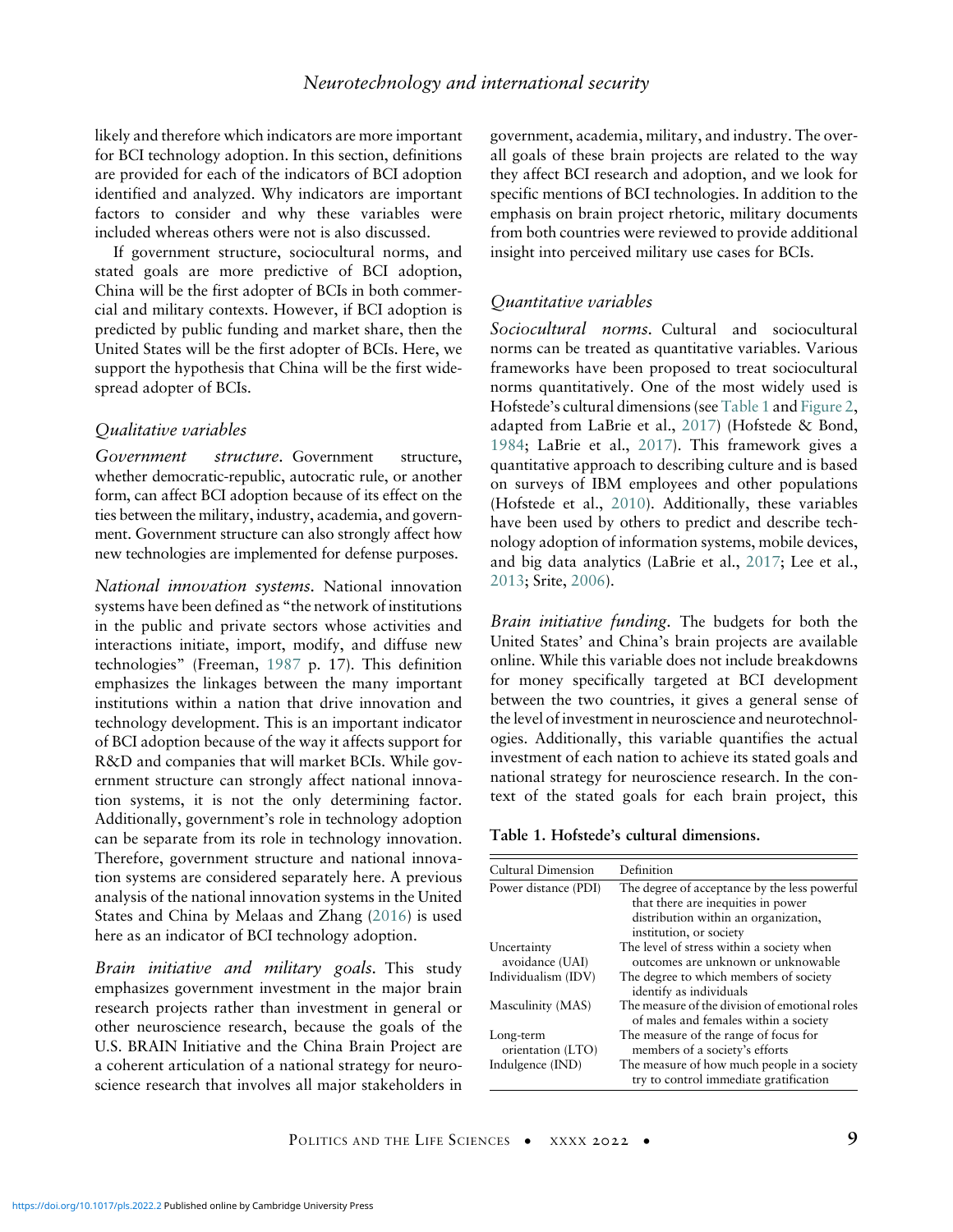likely and therefore which indicators are more important for BCI technology adoption. In this section, definitions are provided for each of the indicators of BCI adoption identified and analyzed. Why indicators are important factors to consider and why these variables were included whereas others were not is also discussed.

If government structure, sociocultural norms, and stated goals are more predictive of BCI adoption, China will be the first adopter of BCIs in both commercial and military contexts. However, if BCI adoption is predicted by public funding and market share, then the United States will be the first adopter of BCIs. Here, we support the hypothesis that China will be the first widespread adopter of BCIs.

### *Qualitative variables*

*Government structure.* Government structure, whether democratic-republic, autocratic rule, or another form, can affect BCI adoption because of its effect on the ties between the military, industry, academia, and government. Government structure can also strongly affect how new technologies are implemented for defense purposes.

*National innovation systems.* National innovation systems have been defined as "the network of institutions in the public and private sectors whose activities and interactions initiate, import, modify, and diffuse new technologies" (Freeman, 1987 p. 17). This definition emphasizes the linkages between the many important institutions within a nation that drive innovation and technology development. This is an important indicator of BCI adoption because of the way it affects support for R&D and companies that will market BCIs. While government structure can strongly affect national innovation systems, it is not the only determining factor. Additionally, government's role in technology adoption can be separate from its role in technology innovation. Therefore, government structure and national innovation systems are considered separately here. A previous analysis of the national innovation systems in the United States and China by Melaas and Zhang (2016) is used here as an indicator of BCI technology adoption.

*Brain initiative and military goals.* This study emphasizes government investment in the major brain research projects rather than investment in general or other neuroscience research, because the goals of the U.S. BRAIN Initiative and the China Brain Project are a coherent articulation of a national strategy for neuroscience research that involves all major stakeholders in government, academia, military, and industry. The overall goals of these brain projects are related to the way they affect BCI research and adoption, and we look for specific mentions of BCI technologies. In addition to the emphasis on brain project rhetoric, military documents from both countries were reviewed to provide additional insight into perceived military use cases for BCIs.

### *Quantitative variables*

*Sociocultural norms.* Cultural and sociocultural norms can be treated as quantitative variables. Various frameworks have been proposed to treat sociocultural norms quantitatively. One of the most widely used is Hofstede's cultural dimensions (see Table 1 and Figure 2, adapted from LaBrie et al., 2017) (Hofstede & Bond, 1984; LaBrie et al., 2017). This framework gives a quantitative approach to describing culture and is based on surveys of IBM employees and other populations (Hofstede et al., 2010). Additionally, these variables have been used by others to predict and describe technology adoption of information systems, mobile devices, and big data analytics (LaBrie et al., 2017; Lee et al., 2013; Srite, 2006).

*Brain initiative funding.* The budgets for both the United States' and China's brain projects are available online. While this variable does not include breakdowns for money specifically targeted at BCI development between the two countries, it gives a general sense of the level of investment in neuroscience and neurotechnologies. Additionally, this variable quantifies the actual investment of each nation to achieve its stated goals and national strategy for neuroscience research. In the context of the stated goals for each brain project, this

**Table 1. Hofstede's cultural dimensions.**

| Cultural Dimension | Definition |
|---|---|
| Power distance (PDI) | The degree of acceptance by the less powerful that there are inequities in power distribution within an organization, institution, or society |
| Uncertainty avoidance (UAI) | The level of stress within a society when outcomes are unknown or unknowable |
| Individualism (IDV) | The degree to which members of society identify as individuals |
| Masculinity (MAS) | The measure of the division of emotional roles of males and females within a society |
| Long-term orientation (LTO) | The measure of the range of focus for members of a society's efforts |
| Indulgence (IND) | The measure of how much people in a society try to control immediate gratification |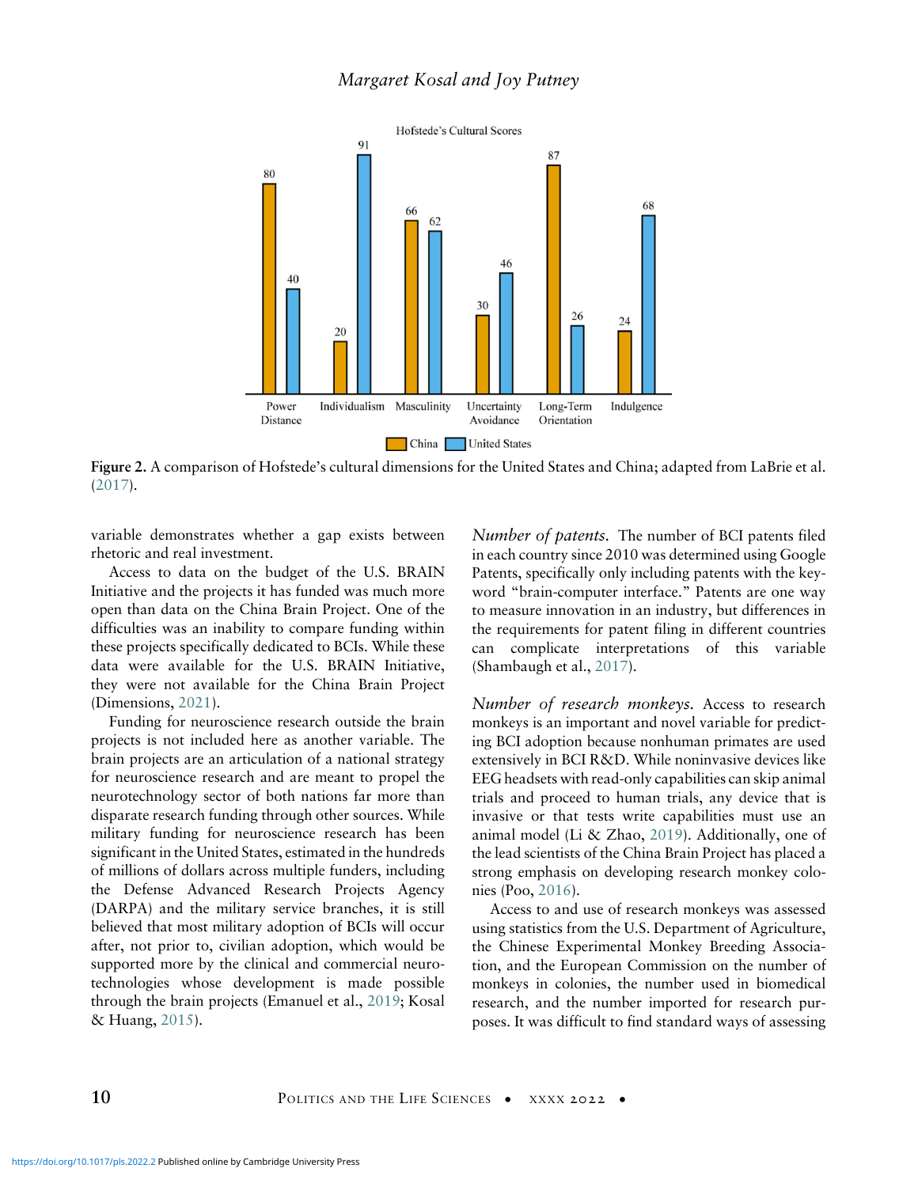Figure 2. A comparison of Hofstede's cultural dimensions for the United States and China; adapted from LaBrie et al. (2017).

variable demonstrates whether a gap exists between rhetoric and real investment.

Access to data on the budget of the U.S. BRAIN Initiative and the projects it has funded was much more open than data on the China Brain Project. One of the difficulties was an inability to compare funding within these projects specifically dedicated to BCIs. While these data were available for the U.S. BRAIN Initiative, they were not available for the China Brain Project (Dimensions, 2021).

Funding for neuroscience research outside the brain projects is not included here as another variable. The brain projects are an articulation of a national strategy for neuroscience research and are meant to propel the neurotechnology sector of both nations far more than disparate research funding through other sources. While military funding for neuroscience research has been significant in the United States, estimated in the hundreds of millions of dollars across multiple funders, including the Defense Advanced Research Projects Agency (DARPA) and the military service branches, it is still believed that most military adoption of BCIs will occur after, not prior to, civilian adoption, which would be supported more by the clinical and commercial neurotechnologies whose development is made possible through the brain projects (Emanuel et al., 2019; Kosal & Huang, 2015).

*Number of patents.* The number of BCI patents filed in each country since 2010 was determined using Google Patents, specifically only including patents with the keyword "brain-computer interface." Patents are one way to measure innovation in an industry, but differences in the requirements for patent filing in different countries can complicate interpretations of this variable (Shambaugh et al., 2017).

*Number of research monkeys.* Access to research monkeys is an important and novel variable for predicting BCI adoption because nonhuman primates are used extensively in BCI R&D. While noninvasive devices like EEG headsets with read-only capabilities can skip animal trials and proceed to human trials, any device that is invasive or that tests write capabilities must use an animal model (Li & Zhao, 2019). Additionally, one of the lead scientists of the China Brain Project has placed a strong emphasis on developing research monkey colonies (Poo, 2016).

Access to and use of research monkeys was assessed using statistics from the U.S. Department of Agriculture, the Chinese Experimental Monkey Breeding Association, and the European Commission on the number of monkeys in colonies, the number used in biomedical research, and the number imported for research purposes. It was difficult to find standard ways of assessing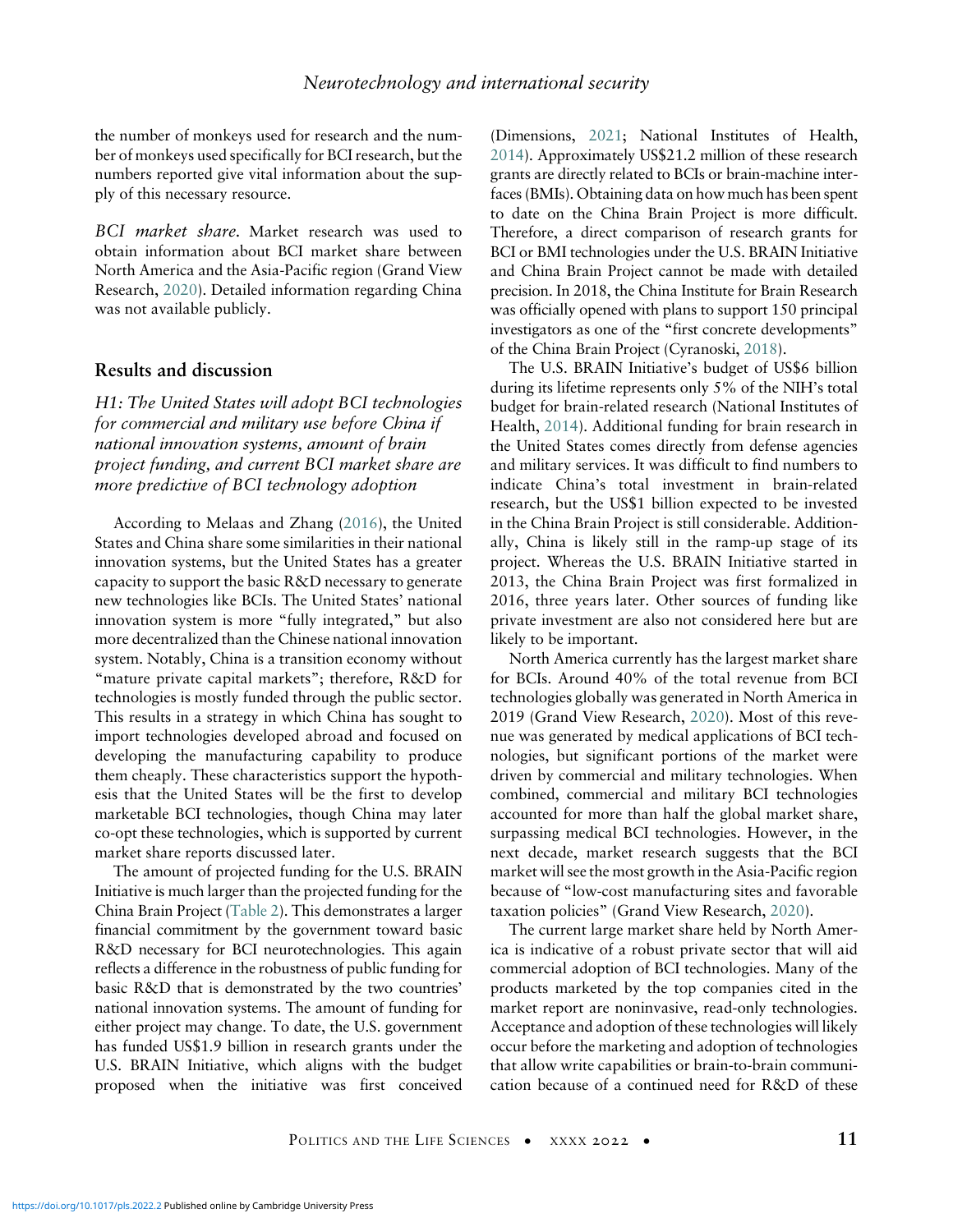the number of monkeys used for research and the number of monkeys used specifically for BCI research, but the numbers reported give vital information about the supply of this necessary resource.

*BCI market share.* Market research was used to obtain information about BCI market share between North America and the Asia-Pacific region (Grand View Research, 2020). Detailed information regarding China was not available publicly.

## Results and discussion

### *H1: The United States will adopt BCI technologies for commercial and military use before China if national innovation systems, amount of brain project funding, and current BCI market share are more predictive of BCI technology adoption*

According to Melaas and Zhang (2016), the United States and China share some similarities in their national innovation systems, but the United States has a greater capacity to support the basic R&D necessary to generate new technologies like BCIs. The United States' national innovation system is more "fully integrated," but also more decentralized than the Chinese national innovation system. Notably, China is a transition economy without "mature private capital markets"; therefore, R&D for technologies is mostly funded through the public sector. This results in a strategy in which China has sought to import technologies developed abroad and focused on developing the manufacturing capability to produce them cheaply. These characteristics support the hypothesis that the United States will be the first to develop marketable BCI technologies, though China may later co-opt these technologies, which is supported by current market share reports discussed later.

The amount of projected funding for the U.S. BRAIN Initiative is much larger than the projected funding for the China Brain Project (Table 2). This demonstrates a larger financial commitment by the government toward basic R&D necessary for BCI neurotechnologies. This again reflects a difference in the robustness of public funding for basic R&D that is demonstrated by the two countries' national innovation systems. The amount of funding for either project may change. To date, the U.S. government has funded US$1.9 billion in research grants under the U.S. BRAIN Initiative, which aligns with the budget proposed when the initiative was first conceived (Dimensions, 2021; National Institutes of Health, 2014). Approximately US$21.2 million of these research grants are directly related to BCIs or brain-machine interfaces (BMIs). Obtaining data on how much has been spent to date on the China Brain Project is more difficult. Therefore, a direct comparison of research grants for BCI or BMI technologies under the U.S. BRAIN Initiative and China Brain Project cannot be made with detailed precision. In 2018, the China Institute for Brain Research was officially opened with plans to support 150 principal investigators as one of the "first concrete developments" of the China Brain Project (Cyranoski, 2018).

The U.S. BRAIN Initiative's budget of US$6 billion during its lifetime represents only 5% of the NIH's total budget for brain-related research (National Institutes of Health, 2014). Additional funding for brain research in the United States comes directly from defense agencies and military services. It was difficult to find numbers to indicate China's total investment in brain-related research, but the US$1 billion expected to be invested in the China Brain Project is still considerable. Additionally, China is likely still in the ramp-up stage of its project. Whereas the U.S. BRAIN Initiative started in 2013, the China Brain Project was first formalized in 2016, three years later. Other sources of funding like private investment are also not considered here but are likely to be important.

North America currently has the largest market share for BCIs. Around 40% of the total revenue from BCI technologies globally was generated in North America in 2019 (Grand View Research, 2020). Most of this revenue was generated by medical applications of BCI technologies, but significant portions of the market were driven by commercial and military technologies. When combined, commercial and military BCI technologies accounted for more than half the global market share, surpassing medical BCI technologies. However, in the next decade, market research suggests that the BCI market will see the most growth in the Asia-Pacific region because of "low-cost manufacturing sites and favorable taxation policies" (Grand View Research, 2020).

The current large market share held by North America is indicative of a robust private sector that will aid commercial adoption of BCI technologies. Many of the products marketed by the top companies cited in the market report are noninvasive, read-only technologies. Acceptance and adoption of these technologies will likely occur before the marketing and adoption of technologies that allow write capabilities or brain-to-brain communication because of a continued need for R&D of these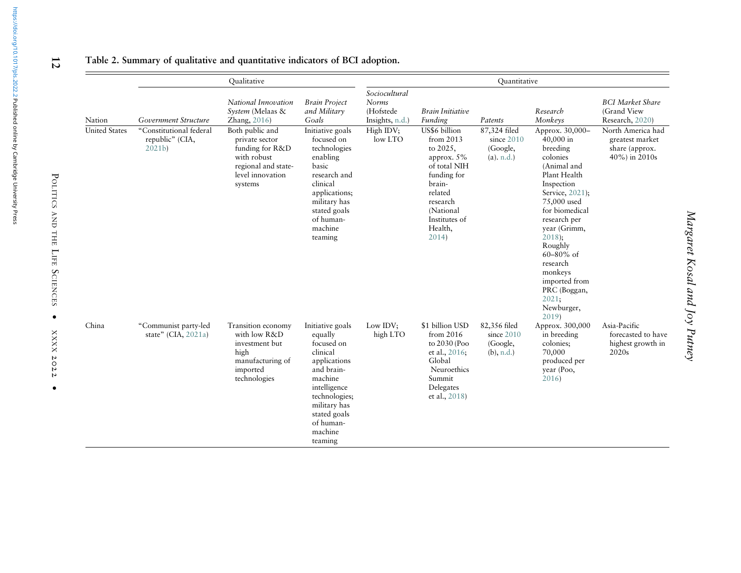**Table 2. Summary of qualitative and quantitative indicators of BCI adoption.**

| | Qualitative | | | Quantitative | | | | |
|---|---|---|---|---|---|---|---|---|
| Nation | *Government Structure* | *National Innovation System* (Melaas & Zhang, 2016) | *Brain Project and Military Goals* | *Sociocultural Norms* (Hofstede Insights, n.d.) | *Brain Initiative Funding* | *Patents* | *Research Monkeys* | *BCI Market Share* (Grand View Research, 2020) |
| United States | "Constitutional federal republic" (CIA, 2021b) | Both public and private sector funding for R&D with robust regional and state-level innovation systems | Initiative goals focused on technologies enabling basic research and clinical applications; military has stated goals of human-machine teaming | High IDV; low LTO | US$6 billion from 2013 to 2025, approx. 5% of total NIH funding for brain-related research (National Institutes of Health, 2014) | 87,324 filed since 2010 (Google, (a). n.d.) | Approx. 30,000–40,000 in breeding colonies (Animal and Plant Health Inspection Service, 2021); 75,000 used for biomedical research per year (Grimm, 2018); Roughly 60–80% of research monkeys imported from PRC (Boggan, 2021; Newburger, 2019) | North America had greatest market share (approx. 40%) in 2010s |
| China | "Communist party-led state" (CIA, 2021a) | Transition economy with low R&D investment but high manufacturing of imported technologies | Initiative goals equally focused on clinical applications and brain-machine intelligence technologies; military has stated goals of human-machine teaming | Low IDV; high LTO | $1 billion USD from 2016 to 2030 (Poo et al., 2016; Global Neuroethics Summit Delegates et al., 2018) | 82,356 filed since 2010 (Google, (b), n.d.) | Approx. 300,000 in breeding colonies; 70,000 produced per year (Poo, 2016) | Asia-Pacific forecasted to have highest growth in 2020s |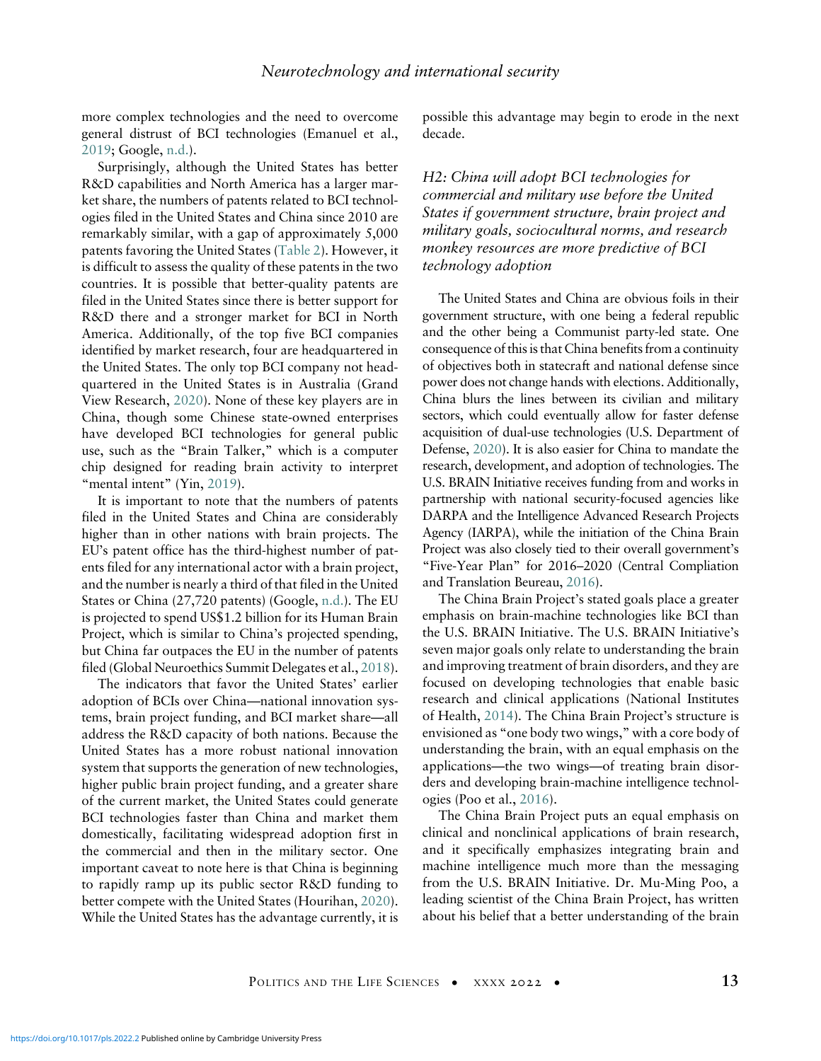more complex technologies and the need to overcome general distrust of BCI technologies (Emanuel et al., 2019; Google, n.d.).

Surprisingly, although the United States has better R&D capabilities and North America has a larger market share, the numbers of patents related to BCI technologies filed in the United States and China since 2010 are remarkably similar, with a gap of approximately 5,000 patents favoring the United States (Table 2). However, it is difficult to assess the quality of these patents in the two countries. It is possible that better-quality patents are filed in the United States since there is better support for R&D there and a stronger market for BCI in North America. Additionally, of the top five BCI companies identified by market research, four are headquartered in the United States. The only top BCI company not headquartered in the United States is in Australia (Grand View Research, 2020). None of these key players are in China, though some Chinese state-owned enterprises have developed BCI technologies for general public use, such as the "Brain Talker," which is a computer chip designed for reading brain activity to interpret "mental intent" (Yin, 2019).

It is important to note that the numbers of patents filed in the United States and China are considerably higher than in other nations with brain projects. The EU's patent office has the third-highest number of patents filed for any international actor with a brain project, and the number is nearly a third of that filed in the United States or China (27,720 patents) (Google, n.d.). The EU is projected to spend US$1.2 billion for its Human Brain Project, which is similar to China's projected spending, but China far outpaces the EU in the number of patents filed (Global Neuroethics Summit Delegates et al., 2018).

The indicators that favor the United States' earlier adoption of BCIs over China—national innovation systems, brain project funding, and BCI market share—all address the R&D capacity of both nations. Because the United States has a more robust national innovation system that supports the generation of new technologies, higher public brain project funding, and a greater share of the current market, the United States could generate BCI technologies faster than China and market them domestically, facilitating widespread adoption first in the commercial and then in the military sector. One important caveat to note here is that China is beginning to rapidly ramp up its public sector R&D funding to better compete with the United States (Hourihan, 2020). While the United States has the advantage currently, it is possible this advantage may begin to erode in the next decade.

### *H2: China will adopt BCI technologies for commercial and military use before the United States if government structure, brain project and military goals, sociocultural norms, and research monkey resources are more predictive of BCI technology adoption*

The United States and China are obvious foils in their government structure, with one being a federal republic and the other being a Communist party-led state. One consequence of this is that China benefits from a continuity of objectives both in statecraft and national defense since power does not change hands with elections. Additionally, China blurs the lines between its civilian and military sectors, which could eventually allow for faster defense acquisition of dual-use technologies (U.S. Department of Defense, 2020). It is also easier for China to mandate the research, development, and adoption of technologies. The U.S. BRAIN Initiative receives funding from and works in partnership with national security-focused agencies like DARPA and the Intelligence Advanced Research Projects Agency (IARPA), while the initiation of the China Brain Project was also closely tied to their overall government's "Five-Year Plan" for 2016–2020 (Central Compliation and Translation Beureau, 2016).

The China Brain Project's stated goals place a greater emphasis on brain-machine technologies like BCI than the U.S. BRAIN Initiative. The U.S. BRAIN Initiative's seven major goals only relate to understanding the brain and improving treatment of brain disorders, and they are focused on developing technologies that enable basic research and clinical applications (National Institutes of Health, 2014). The China Brain Project's structure is envisioned as "one body two wings," with a core body of understanding the brain, with an equal emphasis on the applications—the two wings—of treating brain disorders and developing brain-machine intelligence technologies (Poo et al., 2016).

The China Brain Project puts an equal emphasis on clinical and nonclinical applications of brain research, and it specifically emphasizes integrating brain and machine intelligence much more than the messaging from the U.S. BRAIN Initiative. Dr. Mu-Ming Poo, a leading scientist of the China Brain Project, has written about his belief that a better understanding of the brain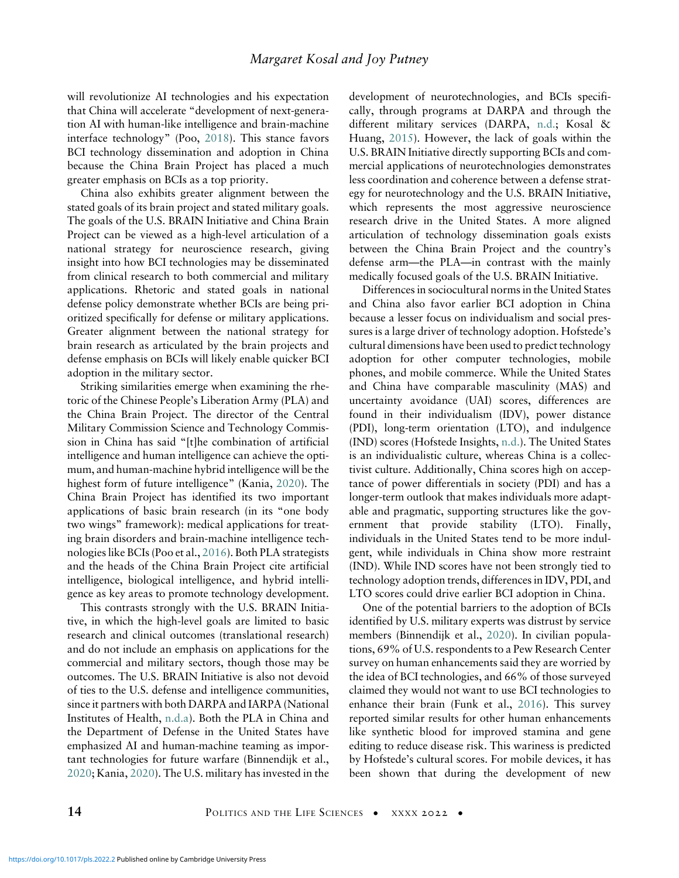will revolutionize AI technologies and his expectation that China will accelerate "development of next-generation AI with human-like intelligence and brain-machine interface technology" (Poo, 2018). This stance favors BCI technology dissemination and adoption in China because the China Brain Project has placed a much greater emphasis on BCIs as a top priority.

China also exhibits greater alignment between the stated goals of its brain project and stated military goals. The goals of the U.S. BRAIN Initiative and China Brain Project can be viewed as a high-level articulation of a national strategy for neuroscience research, giving insight into how BCI technologies may be disseminated from clinical research to both commercial and military applications. Rhetoric and stated goals in national defense policy demonstrate whether BCIs are being prioritized specifically for defense or military applications. Greater alignment between the national strategy for brain research as articulated by the brain projects and defense emphasis on BCIs will likely enable quicker BCI adoption in the military sector.

Striking similarities emerge when examining the rhetoric of the Chinese People's Liberation Army (PLA) and the China Brain Project. The director of the Central Military Commission Science and Technology Commission in China has said "[t]he combination of artificial intelligence and human intelligence can achieve the optimum, and human-machine hybrid intelligence will be the highest form of future intelligence" (Kania, 2020). The China Brain Project has identified its two important applications of basic brain research (in its "one body two wings" framework): medical applications for treating brain disorders and brain-machine intelligence technologies like BCIs (Poo et al., 2016). Both PLA strategists and the heads of the China Brain Project cite artificial intelligence, biological intelligence, and hybrid intelligence as key areas to promote technology development.

This contrasts strongly with the U.S. BRAIN Initiative, in which the high-level goals are limited to basic research and clinical outcomes (translational research) and do not include an emphasis on applications for the commercial and military sectors, though those may be outcomes. The U.S. BRAIN Initiative is also not devoid of ties to the U.S. defense and intelligence communities, since it partners with both DARPA and IARPA (National Institutes of Health, n.d.a). Both the PLA in China and the Department of Defense in the United States have emphasized AI and human-machine teaming as important technologies for future warfare (Binnendijk et al., 2020; Kania, 2020). The U.S. military has invested in the development of neurotechnologies, and BCIs specifically, through programs at DARPA and through the different military services (DARPA, n.d.; Kosal & Huang, 2015). However, the lack of goals within the U.S. BRAIN Initiative directly supporting BCIs and commercial applications of neurotechnologies demonstrates less coordination and coherence between a defense strategy for neurotechnology and the U.S. BRAIN Initiative, which represents the most aggressive neuroscience research drive in the United States. A more aligned articulation of technology dissemination goals exists between the China Brain Project and the country's defense arm—the PLA—in contrast with the mainly medically focused goals of the U.S. BRAIN Initiative.

Differences in sociocultural norms in the United States and China also favor earlier BCI adoption in China because a lesser focus on individualism and social pressures is a large driver of technology adoption. Hofstede's cultural dimensions have been used to predict technology adoption for other computer technologies, mobile phones, and mobile commerce. While the United States and China have comparable masculinity (MAS) and uncertainty avoidance (UAI) scores, differences are found in their individualism (IDV), power distance (PDI), long-term orientation (LTO), and indulgence (IND) scores (Hofstede Insights, n.d.). The United States is an individualistic culture, whereas China is a collectivist culture. Additionally, China scores high on acceptance of power differentials in society (PDI) and has a longer-term outlook that makes individuals more adaptable and pragmatic, supporting structures like the government that provide stability (LTO). Finally, individuals in the United States tend to be more indulgent, while individuals in China show more restraint (IND). While IND scores have not been strongly tied to technology adoption trends, differences in IDV, PDI, and LTO scores could drive earlier BCI adoption in China.

One of the potential barriers to the adoption of BCIs identified by U.S. military experts was distrust by service members (Binnendijk et al., 2020). In civilian populations, 69% of U.S. respondents to a Pew Research Center survey on human enhancements said they are worried by the idea of BCI technologies, and 66% of those surveyed claimed they would not want to use BCI technologies to enhance their brain (Funk et al., 2016). This survey reported similar results for other human enhancements like synthetic blood for improved stamina and gene editing to reduce disease risk. This wariness is predicted by Hofstede's cultural scores. For mobile devices, it has been shown that during the development of new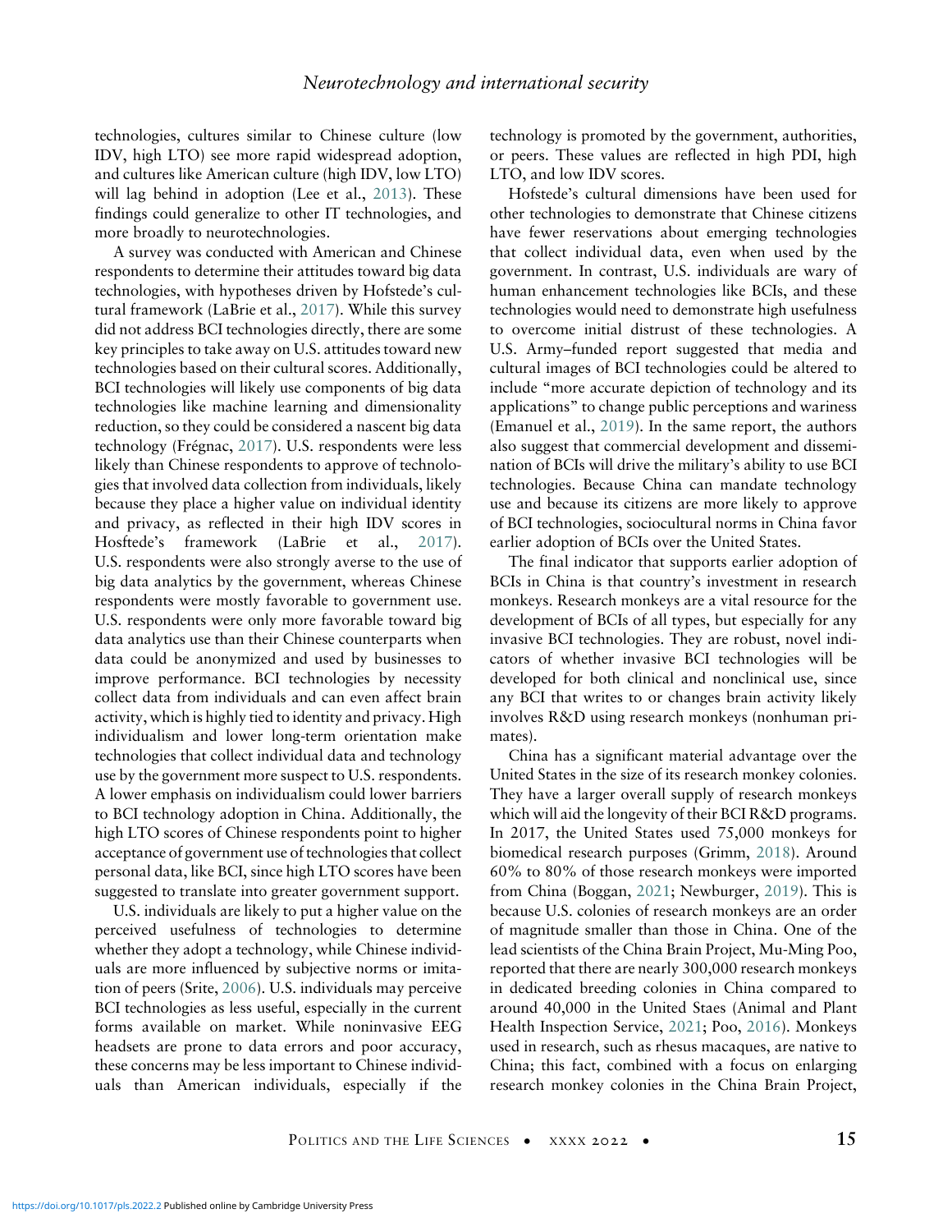technologies, cultures similar to Chinese culture (low IDV, high LTO) see more rapid widespread adoption, and cultures like American culture (high IDV, low LTO) will lag behind in adoption (Lee et al., 2013). These findings could generalize to other IT technologies, and more broadly to neurotechnologies.

A survey was conducted with American and Chinese respondents to determine their attitudes toward big data technologies, with hypotheses driven by Hofstede's cultural framework (LaBrie et al., 2017). While this survey did not address BCI technologies directly, there are some key principles to take away on U.S. attitudes toward new technologies based on their cultural scores. Additionally, BCI technologies will likely use components of big data technologies like machine learning and dimensionality reduction, so they could be considered a nascent big data technology (Frégnac, 2017). U.S. respondents were less likely than Chinese respondents to approve of technologies that involved data collection from individuals, likely because they place a higher value on individual identity and privacy, as reflected in their high IDV scores in Hosftede's framework (LaBrie et al., 2017). U.S. respondents were also strongly averse to the use of big data analytics by the government, whereas Chinese respondents were mostly favorable to government use. U.S. respondents were only more favorable toward big data analytics use than their Chinese counterparts when data could be anonymized and used by businesses to improve performance. BCI technologies by necessity collect data from individuals and can even affect brain activity, which is highly tied to identity and privacy. High individualism and lower long-term orientation make technologies that collect individual data and technology use by the government more suspect to U.S. respondents. A lower emphasis on individualism could lower barriers to BCI technology adoption in China. Additionally, the high LTO scores of Chinese respondents point to higher acceptance of government use of technologies that collect personal data, like BCI, since high LTO scores have been suggested to translate into greater government support.

U.S. individuals are likely to put a higher value on the perceived usefulness of technologies to determine whether they adopt a technology, while Chinese individuals are more influenced by subjective norms or imitation of peers (Srite, 2006). U.S. individuals may perceive BCI technologies as less useful, especially in the current forms available on market. While noninvasive EEG headsets are prone to data errors and poor accuracy, these concerns may be less important to Chinese individuals than American individuals, especially if the technology is promoted by the government, authorities, or peers. These values are reflected in high PDI, high LTO, and low IDV scores.

Hofstede's cultural dimensions have been used for other technologies to demonstrate that Chinese citizens have fewer reservations about emerging technologies that collect individual data, even when used by the government. In contrast, U.S. individuals are wary of human enhancement technologies like BCIs, and these technologies would need to demonstrate high usefulness to overcome initial distrust of these technologies. A U.S. Army–funded report suggested that media and cultural images of BCI technologies could be altered to include "more accurate depiction of technology and its applications" to change public perceptions and wariness (Emanuel et al., 2019). In the same report, the authors also suggest that commercial development and dissemination of BCIs will drive the military's ability to use BCI technologies. Because China can mandate technology use and because its citizens are more likely to approve of BCI technologies, sociocultural norms in China favor earlier adoption of BCIs over the United States.

The final indicator that supports earlier adoption of BCIs in China is that country's investment in research monkeys. Research monkeys are a vital resource for the development of BCIs of all types, but especially for any invasive BCI technologies. They are robust, novel indicators of whether invasive BCI technologies will be developed for both clinical and nonclinical use, since any BCI that writes to or changes brain activity likely involves R&D using research monkeys (nonhuman primates).

China has a significant material advantage over the United States in the size of its research monkey colonies. They have a larger overall supply of research monkeys which will aid the longevity of their BCI R&D programs. In 2017, the United States used 75,000 monkeys for biomedical research purposes (Grimm, 2018). Around 60% to 80% of those research monkeys were imported from China (Boggan, 2021; Newburger, 2019). This is because U.S. colonies of research monkeys are an order of magnitude smaller than those in China. One of the lead scientists of the China Brain Project, Mu-Ming Poo, reported that there are nearly 300,000 research monkeys in dedicated breeding colonies in China compared to around 40,000 in the United Staes (Animal and Plant Health Inspection Service, 2021; Poo, 2016). Monkeys used in research, such as rhesus macaques, are native to China; this fact, combined with a focus on enlarging research monkey colonies in the China Brain Project,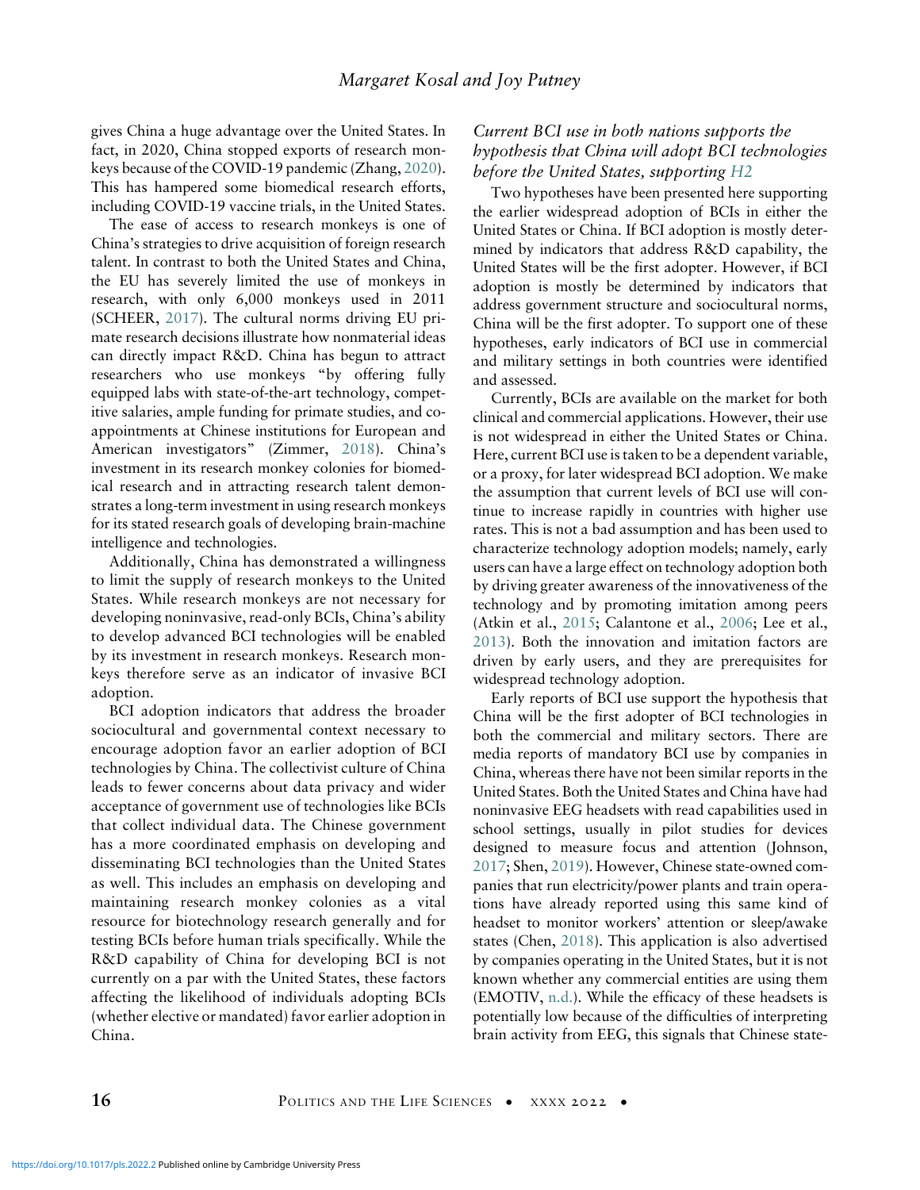gives China a huge advantage over the United States. In fact, in 2020, China stopped exports of research monkeys because of the COVID-19 pandemic (Zhang, 2020). This has hampered some biomedical research efforts, including COVID-19 vaccine trials, in the United States.

The ease of access to research monkeys is one of China's strategies to drive acquisition of foreign research talent. In contrast to both the United States and China, the EU has severely limited the use of monkeys in research, with only 6,000 monkeys used in 2011 (SCHEER, 2017). The cultural norms driving EU primate research decisions illustrate how nonmaterial ideas can directly impact R&D. China has begun to attract researchers who use monkeys "by offering fully equipped labs with state-of-the-art technology, competitive salaries, ample funding for primate studies, and co-appointments at Chinese institutions for European and American investigators" (Zimmer, 2018). China's investment in its research monkey colonies for biomedical research and in attracting research talent demonstrates a long-term investment in using research monkeys for its stated research goals of developing brain-machine intelligence and technologies.

Additionally, China has demonstrated a willingness to limit the supply of research monkeys to the United States. While research monkeys are not necessary for developing noninvasive, read-only BCIs, China's ability to develop advanced BCI technologies will be enabled by its investment in research monkeys. Research monkeys therefore serve as an indicator of invasive BCI adoption.

BCI adoption indicators that address the broader sociocultural and governmental context necessary to encourage adoption favor an earlier adoption of BCI technologies by China. The collectivist culture of China leads to fewer concerns about data privacy and wider acceptance of government use of technologies like BCIs that collect individual data. The Chinese government has a more coordinated emphasis on developing and disseminating BCI technologies than the United States as well. This includes an emphasis on developing and maintaining research monkey colonies as a vital resource for biotechnology research generally and for testing BCIs before human trials specifically. While the R&D capability of China for developing BCI is not currently on a par with the United States, these factors affecting the likelihood of individuals adopting BCIs (whether elective or mandated) favor earlier adoption in China.

### *Current BCI use in both nations supports the hypothesis that China will adopt BCI technologies before the United States, supporting H2*

Two hypotheses have been presented here supporting the earlier widespread adoption of BCIs in either the United States or China. If BCI adoption is mostly determined by indicators that address R&D capability, the United States will be the first adopter. However, if BCI adoption is mostly be determined by indicators that address government structure and sociocultural norms, China will be the first adopter. To support one of these hypotheses, early indicators of BCI use in commercial and military settings in both countries were identified and assessed.

Currently, BCIs are available on the market for both clinical and commercial applications. However, their use is not widespread in either the United States or China. Here, current BCI use is taken to be a dependent variable, or a proxy, for later widespread BCI adoption. We make the assumption that current levels of BCI use will continue to increase rapidly in countries with higher use rates. This is not a bad assumption and has been used to characterize technology adoption models; namely, early users can have a large effect on technology adoption both by driving greater awareness of the innovativeness of the technology and by promoting imitation among peers (Atkin et al., 2015; Calantone et al., 2006; Lee et al., 2013). Both the innovation and imitation factors are driven by early users, and they are prerequisites for widespread technology adoption.

Early reports of BCI use support the hypothesis that China will be the first adopter of BCI technologies in both the commercial and military sectors. There are media reports of mandatory BCI use by companies in China, whereas there have not been similar reports in the United States. Both the United States and China have had noninvasive EEG headsets with read capabilities used in school settings, usually in pilot studies for devices designed to measure focus and attention (Johnson, 2017; Shen, 2019). However, Chinese state-owned companies that run electricity/power plants and train operations have already reported using this same kind of headset to monitor workers' attention or sleep/awake states (Chen, 2018). This application is also advertised by companies operating in the United States, but it is not known whether any commercial entities are using them (EMOTIV, n.d.). While the efficacy of these headsets is potentially low because of the difficulties of interpreting brain activity from EEG, this signals that Chinese state-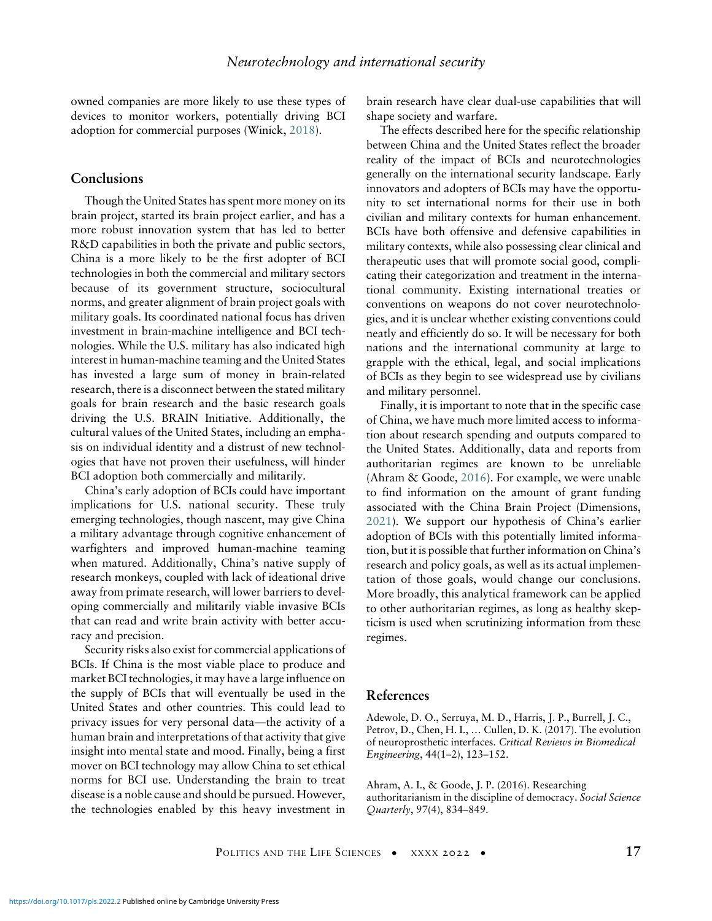owned companies are more likely to use these types of devices to monitor workers, potentially driving BCI adoption for commercial purposes (Winick, 2018).

## Conclusions

Though the United States has spent more money on its brain project, started its brain project earlier, and has a more robust innovation system that has led to better R&D capabilities in both the private and public sectors, China is a more likely to be the first adopter of BCI technologies in both the commercial and military sectors because of its government structure, sociocultural norms, and greater alignment of brain project goals with military goals. Its coordinated national focus has driven investment in brain-machine intelligence and BCI technologies. While the U.S. military has also indicated high interest in human-machine teaming and the United States has invested a large sum of money in brain-related research, there is a disconnect between the stated military goals for brain research and the basic research goals driving the U.S. BRAIN Initiative. Additionally, the cultural values of the United States, including an emphasis on individual identity and a distrust of new technologies that have not proven their usefulness, will hinder BCI adoption both commercially and militarily.

China's early adoption of BCIs could have important implications for U.S. national security. These truly emerging technologies, though nascent, may give China a military advantage through cognitive enhancement of warfighters and improved human-machine teaming when matured. Additionally, China's native supply of research monkeys, coupled with lack of ideational drive away from primate research, will lower barriers to developing commercially and militarily viable invasive BCIs that can read and write brain activity with better accuracy and precision.

Security risks also exist for commercial applications of BCIs. If China is the most viable place to produce and market BCI technologies, it may have a large influence on the supply of BCIs that will eventually be used in the United States and other countries. This could lead to privacy issues for very personal data—the activity of a human brain and interpretations of that activity that give insight into mental state and mood. Finally, being a first mover on BCI technology may allow China to set ethical norms for BCI use. Understanding the brain to treat disease is a noble cause and should be pursued. However, the technologies enabled by this heavy investment in brain research have clear dual-use capabilities that will shape society and warfare.

The effects described here for the specific relationship between China and the United States reflect the broader reality of the impact of BCIs and neurotechnologies generally on the international security landscape. Early innovators and adopters of BCIs may have the opportunity to set international norms for their use in both civilian and military contexts for human enhancement. BCIs have both offensive and defensive capabilities in military contexts, while also possessing clear clinical and therapeutic uses that will promote social good, complicating their categorization and treatment in the international community. Existing international treaties or conventions on weapons do not cover neurotechnologies, and it is unclear whether existing conventions could neatly and efficiently do so. It will be necessary for both nations and the international community at large to grapple with the ethical, legal, and social implications of BCIs as they begin to see widespread use by civilians and military personnel.

Finally, it is important to note that in the specific case of China, we have much more limited access to information about research spending and outputs compared to the United States. Additionally, data and reports from authoritarian regimes are known to be unreliable (Ahram & Goode, 2016). For example, we were unable to find information on the amount of grant funding associated with the China Brain Project (Dimensions, 2021). We support our hypothesis of China's earlier adoption of BCIs with this potentially limited information, but it is possible that further information on China's research and policy goals, as well as its actual implementation of those goals, would change our conclusions. More broadly, this analytical framework can be applied to other authoritarian regimes, as long as healthy skepticism is used when scrutinizing information from these regimes.

## References

Adewole, D. O., Serruya, M. D., Harris, J. P., Burrell, J. C., Petrov, D., Chen, H. I., … Cullen, D. K. (2017). The evolution of neuroprosthetic interfaces. *Critical Reviews in Biomedical Engineering*, 44(1–2), 123–152.

Ahram, A. I., & Goode, J. P. (2016). Researching authoritarianism in the discipline of democracy. *Social Science Quarterly*, 97(4), 834–849.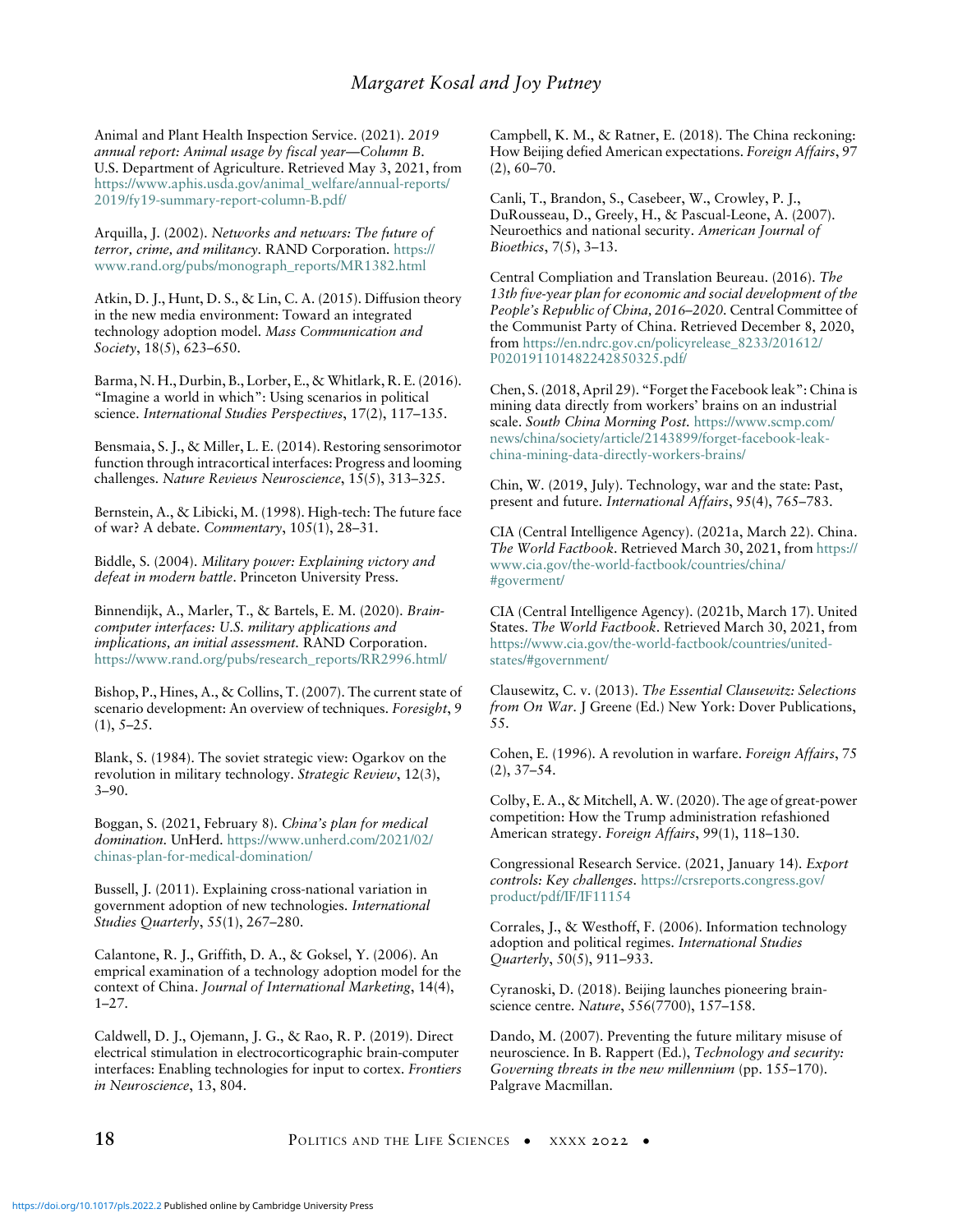Animal and Plant Health Inspection Service. (2021). *2019 annual report: Animal usage by fiscal year—Column B*. U.S. Department of Agriculture. Retrieved May 3, 2021, from https://www.aphis.usda.gov/animal_welfare/annual-reports/2019/fy19-summary-report-column-B.pdf/

Arquilla, J. (2002). *Networks and netwars: The future of terror, crime, and militancy*. RAND Corporation. https://www.rand.org/pubs/monograph_reports/MR1382.html

Atkin, D. J., Hunt, D. S., & Lin, C. A. (2015). Diffusion theory in the new media environment: Toward an integrated technology adoption model. *Mass Communication and Society*, 18(5), 623–650.

Barma, N. H., Durbin, B., Lorber, E., & Whitlark, R. E. (2016). "Imagine a world in which": Using scenarios in political science. *International Studies Perspectives*, 17(2), 117–135.

Bensmaia, S. J., & Miller, L. E. (2014). Restoring sensorimotor function through intracortical interfaces: Progress and looming challenges. *Nature Reviews Neuroscience*, 15(5), 313–325.

Bernstein, A., & Libicki, M. (1998). High-tech: The future face of war? A debate. *Commentary*, 105(1), 28–31.

Biddle, S. (2004). *Military power: Explaining victory and defeat in modern battle*. Princeton University Press.

Binnendijk, A., Marler, T., & Bartels, E. M. (2020). *Brain-computer interfaces: U.S. military applications and implications, an initial assessment*. RAND Corporation. https://www.rand.org/pubs/research_reports/RR2996.html/

Bishop, P., Hines, A., & Collins, T. (2007). The current state of scenario development: An overview of techniques. *Foresight*, 9 (1), 5–25.

Blank, S. (1984). The soviet strategic view: Ogarkov on the revolution in military technology. *Strategic Review*, 12(3), 3–90.

Boggan, S. (2021, February 8). *China's plan for medical domination*. UnHerd. https://www.unherd.com/2021/02/chinas-plan-for-medical-domination/

Bussell, J. (2011). Explaining cross-national variation in government adoption of new technologies. *International Studies Quarterly*, 55(1), 267–280.

Calantone, R. J., Griffith, D. A., & Goksel, Y. (2006). An emprical examination of a technology adoption model for the context of China. *Journal of International Marketing*, 14(4), 1–27.

Caldwell, D. J., Ojemann, J. G., & Rao, R. P. (2019). Direct electrical stimulation in electrocorticographic brain-computer interfaces: Enabling technologies for input to cortex. *Frontiers in Neuroscience*, 13, 804.

Campbell, K. M., & Ratner, E. (2018). The China reckoning: How Beijing defied American expectations. *Foreign Affairs*, 97 (2), 60–70.

Canli, T., Brandon, S., Casebeer, W., Crowley, P. J., DuRousseau, D., Greely, H., & Pascual-Leone, A. (2007). Neuroethics and national security. *American Journal of Bioethics*, 7(5), 3–13.

Central Compliation and Translation Beureau. (2016). *The 13th five-year plan for economic and social development of the People's Republic of China, 2016–2020*. Central Committee of the Communist Party of China. Retrieved December 8, 2020, from https://en.ndrc.gov.cn/policyrelease_8233/201612/P020191101482242850325.pdf/

Chen, S. (2018, April 29). "Forget the Facebook leak": China is mining data directly from workers' brains on an industrial scale. *South China Morning Post*. https://www.scmp.com/news/china/society/article/2143899/forget-facebook-leak-china-mining-data-directly-workers-brains/

Chin, W. (2019, July). Technology, war and the state: Past, present and future. *International Affairs*, 95(4), 765–783.

CIA (Central Intelligence Agency). (2021a, March 22). China. *The World Factbook*. Retrieved March 30, 2021, from https://www.cia.gov/the-world-factbook/countries/china/#goverment/

CIA (Central Intelligence Agency). (2021b, March 17). United States. *The World Factbook*. Retrieved March 30, 2021, from https://www.cia.gov/the-world-factbook/countries/united-states/#government/

Clausewitz, C. v. (2013). *The Essential Clausewitz: Selections from On War*. J Greene (Ed.) New York: Dover Publications, 55.

Cohen, E. (1996). A revolution in warfare. *Foreign Affairs*, 75 (2), 37–54.

Colby, E. A., & Mitchell, A. W. (2020). The age of great-power competition: How the Trump administration refashioned American strategy. *Foreign Affairs*, 99(1), 118–130.

Congressional Research Service. (2021, January 14). *Export controls: Key challenges*. https://crsreports.congress.gov/product/pdf/IF/IF11154

Corrales, J., & Westhoff, F. (2006). Information technology adoption and political regimes. *International Studies Quarterly*, 50(5), 911–933.

Cyranoski, D. (2018). Beijing launches pioneering brain-science centre. *Nature*, 556(7700), 157–158.

Dando, M. (2007). Preventing the future military misuse of neuroscience. In B. Rappert (Ed.), *Technology and security: Governing threats in the new millennium* (pp. 155–170). Palgrave Macmillan.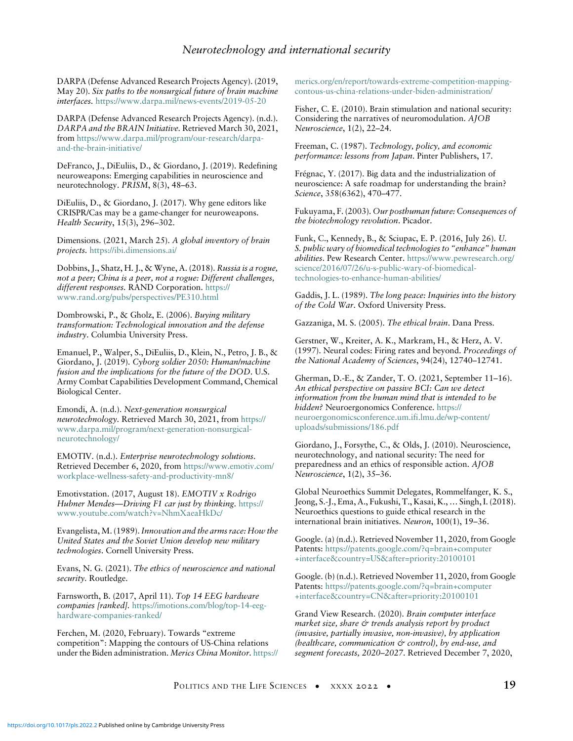DARPA (Defense Advanced Research Projects Agency). (2019, May 20). *Six paths to the nonsurgical future of brain machine interfaces.* https://www.darpa.mil/news-events/2019-05-20

DARPA (Defense Advanced Research Projects Agency). (n.d.). *DARPA and the BRAIN Initiative*. Retrieved March 30, 2021, from https://www.darpa.mil/program/our-research/darpa-and-the-brain-initiative/

DeFranco, J., DiEuliis, D., & Giordano, J. (2019). Redefining neuroweapons: Emerging capabilities in neuroscience and neurotechnology. *PRISM*, 8(3), 48–63.

DiEuliis, D., & Giordano, J. (2017). Why gene editors like CRISPR/Cas may be a game-changer for neuroweapons. *Health Security*, 15(3), 296–302.

Dimensions. (2021, March 25). *A global inventory of brain projects.* https://ibi.dimensions.ai/

Dobbins, J., Shatz, H. J., & Wyne, A. (2018). *Russia is a rogue, not a peer; China is a peer, not a rogue: Different challenges, different responses.* RAND Corporation. https://www.rand.org/pubs/perspectives/PE310.html

Dombrowski, P., & Gholz, E. (2006). *Buying military transformation: Technological innovation and the defense industry*. Columbia University Press.

Emanuel, P., Walper, S., DiEuliis, D., Klein, N., Petro, J. B., & Giordano, J. (2019). *Cyborg soldier 2050: Human/machine fusion and the implications for the future of the DOD*. U.S. Army Combat Capabilities Development Command, Chemical Biological Center.

Emondi, A. (n.d.). *Next-generation nonsurgical neurotechnology.* Retrieved March 30, 2021, from https://www.darpa.mil/program/next-generation-nonsurgical-neurotechnology/

EMOTIV. (n.d.). *Enterprise neurotechnology solutions*. Retrieved December 6, 2020, from https://www.emotiv.com/workplace-wellness-safety-and-productivity-mn8/

Emotivstation. (2017, August 18). *EMOTIV x Rodrigo Hubner Mendes—Driving F1 car just by thinking.* https://www.youtube.com/watch?v=NhmXaeaHkDc/

Evangelista, M. (1989). *Innovation and the arms race: How the United States and the Soviet Union develop new military technologies*. Cornell University Press.

Evans, N. G. (2021). *The ethics of neuroscience and national security.* Routledge.

Farnsworth, B. (2017, April 11). *Top 14 EEG hardware companies [ranked].* https://imotions.com/blog/top-14-eeg-hardware-companies-ranked/

Ferchen, M. (2020, February). Towards "extreme competition": Mapping the contours of US-China relations under the Biden administration. *Merics China Monitor.* https://merics.org/en/report/towards-extreme-competition-mapping-contous-us-china-relations-under-biden-administration/

Fisher, C. E. (2010). Brain stimulation and national security: Considering the narratives of neuromodulation. *AJOB Neuroscience*, 1(2), 22–24.

Freeman, C. (1987). *Technology, policy, and economic performance: lessons from Japan*. Pinter Publishers, 17.

Frégnac, Y. (2017). Big data and the industrialization of neuroscience: A safe roadmap for understanding the brain? *Science*, 358(6362), 470–477.

Fukuyama, F. (2003). *Our posthuman future: Consequences of the biotechnology revolution*. Picador.

Funk, C., Kennedy, B., & Sciupac, E. P. (2016, July 26). *U. S. public wary of biomedical technologies to "enhance" human abilities*. Pew Research Center. https://www.pewresearch.org/science/2016/07/26/u-s-public-wary-of-biomedical-technologies-to-enhance-human-abilities/

Gaddis, J. L. (1989). *The long peace: Inquiries into the history of the Cold War*. Oxford University Press.

Gazzaniga, M. S. (2005). *The ethical brain*. Dana Press.

Gerstner, W., Kreiter, A. K., Markram, H., & Herz, A. V. (1997). Neural codes: Firing rates and beyond. *Proceedings of the National Academy of Sciences*, 94(24), 12740–12741.

Gherman, D.-E., & Zander, T. O. (2021, September 11–16). *An ethical perspective on passive BCI: Can we detect information from the human mind that is intended to be hidden?* Neuroergonomics Conference. https://neuroergonomicsconference.um.ifi.lmu.de/wp-content/uploads/submissions/186.pdf

Giordano, J., Forsythe, C., & Olds, J. (2010). Neuroscience, neurotechnology, and national security: The need for preparedness and an ethics of responsible action. *AJOB Neuroscience*, 1(2), 35–36.

Global Neuroethics Summit Delegates, Rommelfanger, K. S., Jeong, S.-J., Ema, A., Fukushi, T., Kasai, K., … Singh, I. (2018). Neuroethics questions to guide ethical research in the international brain initiatives. *Neuron*, 100(1), 19–36.

Google. (a) (n.d.). Retrieved November 11, 2020, from Google Patents: https://patents.google.com/?q=brain+computer+interface&country=US&after=priority:20100101

Google. (b) (n.d.). Retrieved November 11, 2020, from Google Patents: https://patents.google.com/?q=brain+computer+interface&country=CN&after=priority:20100101

Grand View Research. (2020). *Brain computer interface market size, share & trends analysis report by product (invasive, partially invasive, non-invasive), by application (healthcare, communication & control), by end-use, and segment forecasts, 2020–2027.* Retrieved December 7, 2020,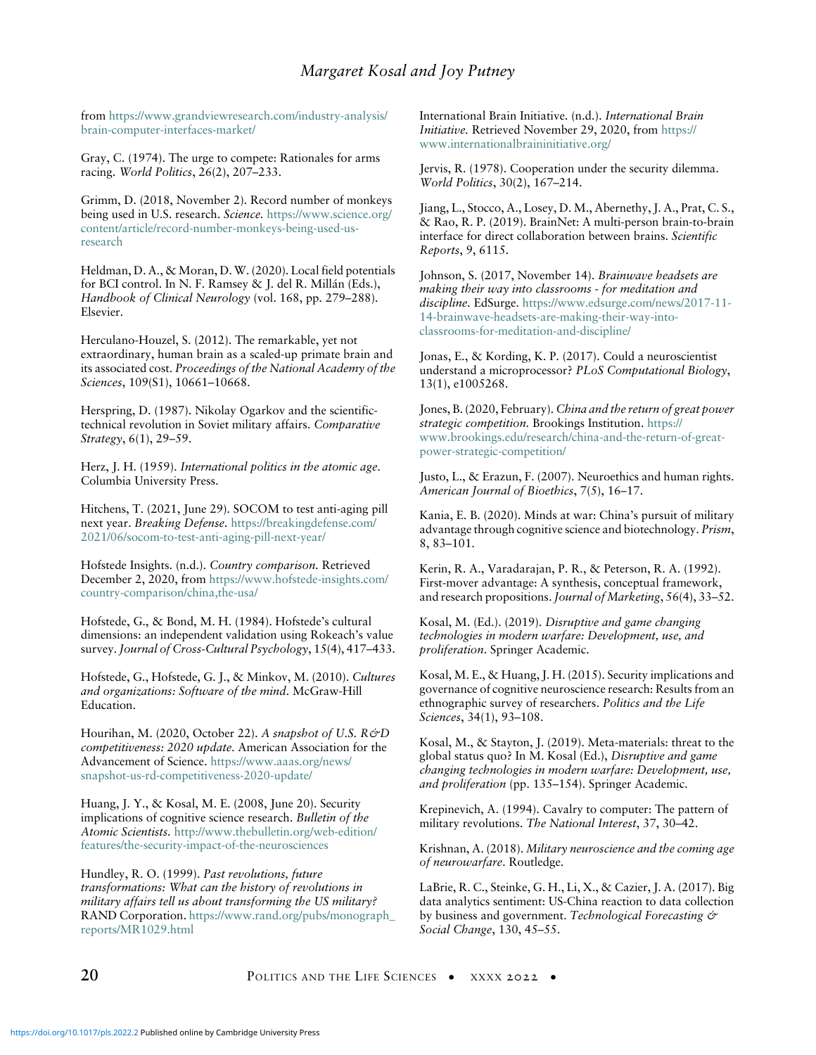from https://www.grandviewresearch.com/industry-analysis/brain-computer-interfaces-market/

Gray, C. (1974). The urge to compete: Rationales for arms racing. *World Politics*, 26(2), 207–233.

Grimm, D. (2018, November 2). Record number of monkeys being used in U.S. research. *Science*. https://www.science.org/content/article/record-number-monkeys-being-used-us-research

Heldman, D. A., & Moran, D. W. (2020). Local field potentials for BCI control. In N. F. Ramsey & J. del R. Millán (Eds.), *Handbook of Clinical Neurology* (vol. 168, pp. 279–288). Elsevier.

Herculano-Houzel, S. (2012). The remarkable, yet not extraordinary, human brain as a scaled-up primate brain and its associated cost. *Proceedings of the National Academy of the Sciences*, 109(S1), 10661–10668.

Herspring, D. (1987). Nikolay Ogarkov and the scientific-technical revolution in Soviet military affairs. *Comparative Strategy*, 6(1), 29–59.

Herz, J. H. (1959). *International politics in the atomic age*. Columbia University Press.

Hitchens, T. (2021, June 29). SOCOM to test anti-aging pill next year. *Breaking Defense*. https://breakingdefense.com/2021/06/socom-to-test-anti-aging-pill-next-year/

Hofstede Insights. (n.d.). *Country comparison*. Retrieved December 2, 2020, from https://www.hofstede-insights.com/country-comparison/china,the-usa/

Hofstede, G., & Bond, M. H. (1984). Hofstede's cultural dimensions: an independent validation using Rokeach's value survey. *Journal of Cross-Cultural Psychology*, 15(4), 417–433.

Hofstede, G., Hofstede, G. J., & Minkov, M. (2010). *Cultures and organizations: Software of the mind*. McGraw-Hill Education.

Hourihan, M. (2020, October 22). *A snapshot of U.S. R&D competitiveness: 2020 update*. American Association for the Advancement of Science. https://www.aaas.org/news/snapshot-us-rd-competitiveness-2020-update/

Huang, J. Y., & Kosal, M. E. (2008, June 20). Security implications of cognitive science research. *Bulletin of the Atomic Scientists*. http://www.thebulletin.org/web-edition/features/the-security-impact-of-the-neurosciences

Hundley, R. O. (1999). *Past revolutions, future transformations: What can the history of revolutions in military affairs tell us about transforming the US military?* RAND Corporation. https://www.rand.org/pubs/monograph_reports/MR1029.html

International Brain Initiative. (n.d.). *International Brain Initiative*. Retrieved November 29, 2020, from https://www.internationalbraininitiative.org/

Jervis, R. (1978). Cooperation under the security dilemma. *World Politics*, 30(2), 167–214.

Jiang, L., Stocco, A., Losey, D. M., Abernethy, J. A., Prat, C. S., & Rao, R. P. (2019). BrainNet: A multi-person brain-to-brain interface for direct collaboration between brains. *Scientific Reports*, 9, 6115.

Johnson, S. (2017, November 14). *Brainwave headsets are making their way into classrooms - for meditation and discipline*. EdSurge. https://www.edsurge.com/news/2017-11-14-brainwave-headsets-are-making-their-way-into-classrooms-for-meditation-and-discipline/

Jonas, E., & Kording, K. P. (2017). Could a neuroscientist understand a microprocessor? *PLoS Computational Biology*, 13(1), e1005268.

Jones, B. (2020, February). *China and the return of great power strategic competition*. Brookings Institution. https://www.brookings.edu/research/china-and-the-return-of-great-power-strategic-competition/

Justo, L., & Erazun, F. (2007). Neuroethics and human rights. *American Journal of Bioethics*, 7(5), 16–17.

Kania, E. B. (2020). Minds at war: China's pursuit of military advantage through cognitive science and biotechnology. *Prism*, 8, 83–101.

Kerin, R. A., Varadarajan, P. R., & Peterson, R. A. (1992). First-mover advantage: A synthesis, conceptual framework, and research propositions. *Journal of Marketing*, 56(4), 33–52.

Kosal, M. (Ed.). (2019). *Disruptive and game changing technologies in modern warfare: Development, use, and proliferation*. Springer Academic.

Kosal, M. E., & Huang, J. H. (2015). Security implications and governance of cognitive neuroscience research: Results from an ethnographic survey of researchers. *Politics and the Life Sciences*, 34(1), 93–108.

Kosal, M., & Stayton, J. (2019). Meta-materials: threat to the global status quo? In M. Kosal (Ed.), *Disruptive and game changing technologies in modern warfare: Development, use, and proliferation* (pp. 135–154). Springer Academic.

Krepinevich, A. (1994). Cavalry to computer: The pattern of military revolutions. *The National Interest*, 37, 30–42.

Krishnan, A. (2018). *Military neuroscience and the coming age of neurowarfare*. Routledge.

LaBrie, R. C., Steinke, G. H., Li, X., & Cazier, J. A. (2017). Big data analytics sentiment: US-China reaction to data collection by business and government. *Technological Forecasting & Social Change*, 130, 45–55.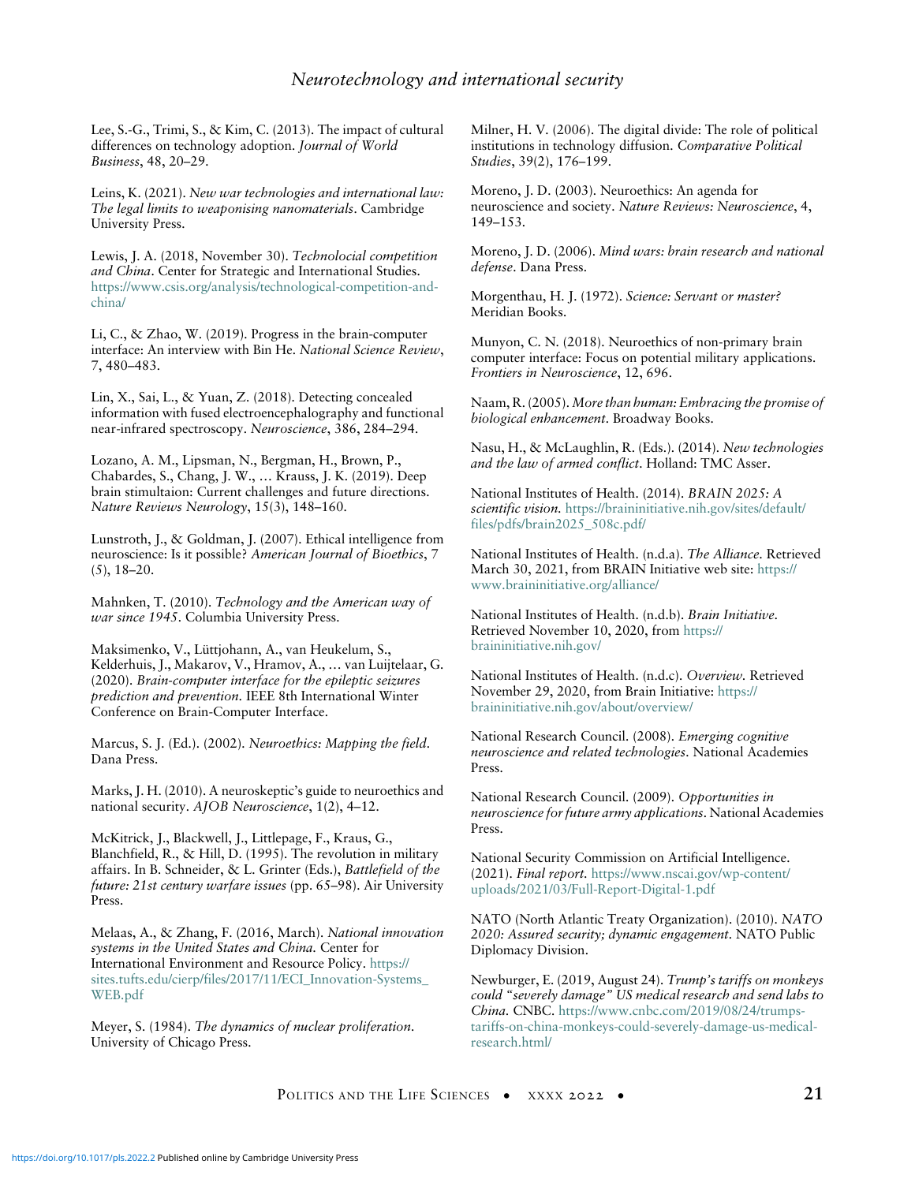Lee, S.-G., Trimi, S., & Kim, C. (2013). The impact of cultural differences on technology adoption. *Journal of World Business*, 48, 20–29.

Leins, K. (2021). *New war technologies and international law: The legal limits to weaponising nanomaterials*. Cambridge University Press.

Lewis, J. A. (2018, November 30). *Technolocial competition and China*. Center for Strategic and International Studies. https://www.csis.org/analysis/technological-competition-and-china/

Li, C., & Zhao, W. (2019). Progress in the brain-computer interface: An interview with Bin He. *National Science Review*, 7, 480–483.

Lin, X., Sai, L., & Yuan, Z. (2018). Detecting concealed information with fused electroencephalography and functional near-infrared spectroscopy. *Neuroscience*, 386, 284–294.

Lozano, A. M., Lipsman, N., Bergman, H., Brown, P., Chabardes, S., Chang, J. W., … Krauss, J. K. (2019). Deep brain stimultaion: Current challenges and future directions. *Nature Reviews Neurology*, 15(3), 148–160.

Lunstroth, J., & Goldman, J. (2007). Ethical intelligence from neuroscience: Is it possible? *American Journal of Bioethics*, 7 (5), 18–20.

Mahnken, T. (2010). *Technology and the American way of war since 1945*. Columbia University Press.

Maksimenko, V., Lüttjohann, A., van Heukelum, S., Kelderhuis, J., Makarov, V., Hramov, A., … van Luijtelaar, G. (2020). *Brain-computer interface for the epileptic seizures prediction and prevention*. IEEE 8th International Winter Conference on Brain-Computer Interface.

Marcus, S. J. (Ed.). (2002). *Neuroethics: Mapping the field*. Dana Press.

Marks, J. H. (2010). A neuroskeptic's guide to neuroethics and national security. *AJOB Neuroscience*, 1(2), 4–12.

McKitrick, J., Blackwell, J., Littlepage, F., Kraus, G., Blanchfield, R., & Hill, D. (1995). The revolution in military affairs. In B. Schneider, & L. Grinter (Eds.), *Battlefield of the future: 21st century warfare issues* (pp. 65–98). Air University Press.

Melaas, A., & Zhang, F. (2016, March). *National innovation systems in the United States and China*. Center for International Environment and Resource Policy. https://sites.tufts.edu/cierp/files/2017/11/ECI_Innovation-Systems_WEB.pdf

Meyer, S. (1984). *The dynamics of nuclear proliferation*. University of Chicago Press.

Milner, H. V. (2006). The digital divide: The role of political institutions in technology diffusion. *Comparative Political Studies*, 39(2), 176–199.

Moreno, J. D. (2003). Neuroethics: An agenda for neuroscience and society. *Nature Reviews: Neuroscience*, 4, 149–153.

Moreno, J. D. (2006). *Mind wars: brain research and national defense*. Dana Press.

Morgenthau, H. J. (1972). *Science: Servant or master?* Meridian Books.

Munyon, C. N. (2018). Neuroethics of non-primary brain computer interface: Focus on potential military applications. *Frontiers in Neuroscience*, 12, 696.

Naam, R. (2005). *More than human: Embracing the promise of biological enhancement*. Broadway Books.

Nasu, H., & McLaughlin, R. (Eds.). (2014). *New technologies and the law of armed conflict*. Holland: TMC Asser.

National Institutes of Health. (2014). *BRAIN 2025: A scientific vision*. https://braininitiative.nih.gov/sites/default/files/pdfs/brain2025_508c.pdf/

National Institutes of Health. (n.d.a). *The Alliance*. Retrieved March 30, 2021, from BRAIN Initiative web site: https://www.braininitiative.org/alliance/

National Institutes of Health. (n.d.b). *Brain Initiative*. Retrieved November 10, 2020, from https://braininitiative.nih.gov/

National Institutes of Health. (n.d.c). *Overview*. Retrieved November 29, 2020, from Brain Initiative: https://braininitiative.nih.gov/about/overview/

National Research Council. (2008). *Emerging cognitive neuroscience and related technologies*. National Academies Press.

National Research Council. (2009). *Opportunities in neuroscience for future army applications*. National Academies Press.

National Security Commission on Artificial Intelligence. (2021). *Final report*. https://www.nscai.gov/wp-content/uploads/2021/03/Full-Report-Digital-1.pdf

NATO (North Atlantic Treaty Organization). (2010). *NATO 2020: Assured security; dynamic engagement*. NATO Public Diplomacy Division.

Newburger, E. (2019, August 24). *Trump's tariffs on monkeys could "severely damage" US medical research and send labs to China*. CNBC. https://www.cnbc.com/2019/08/24/trumps-tariffs-on-china-monkeys-could-severely-damage-us-medical-research.html/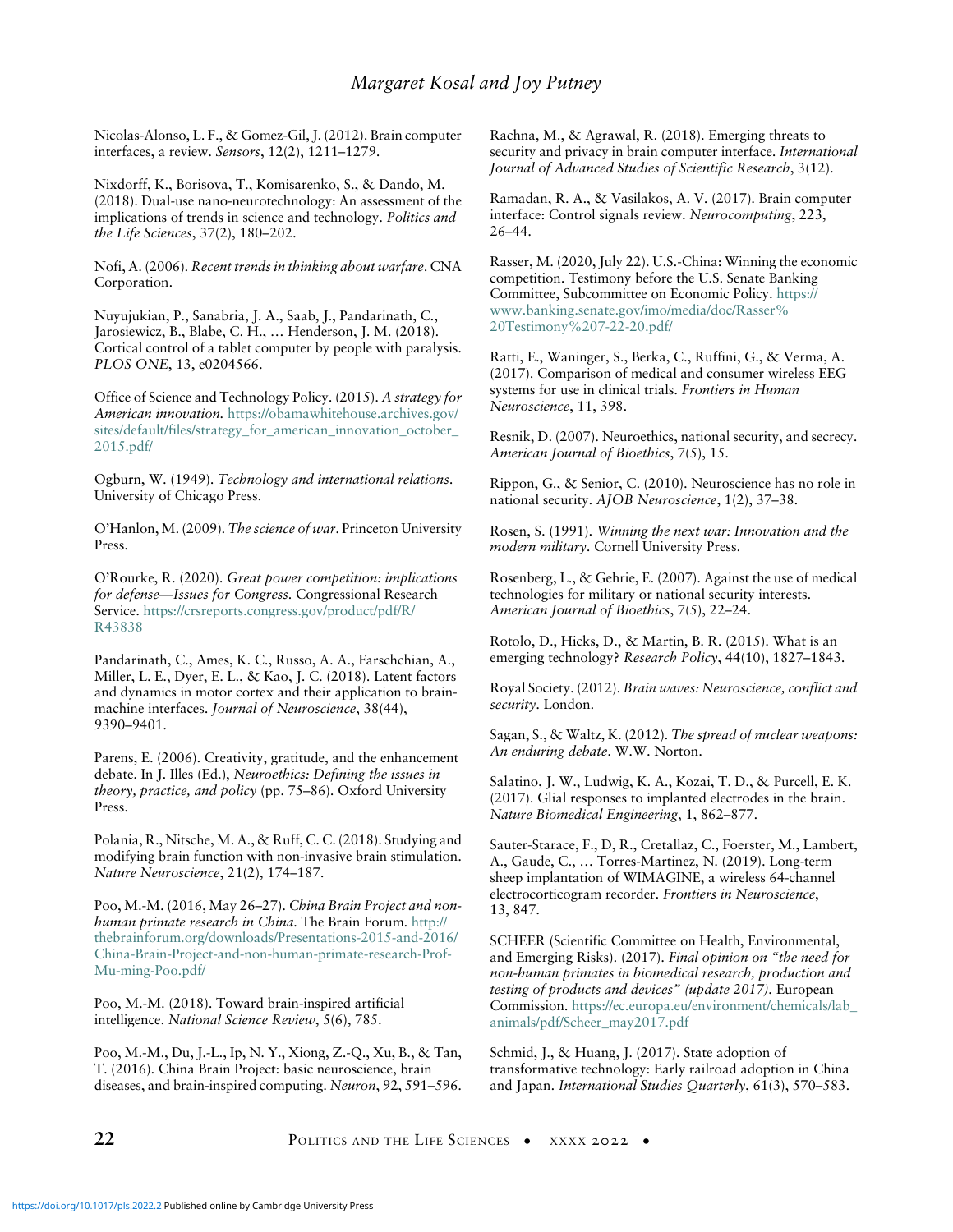Nicolas-Alonso, L. F., & Gomez-Gil, J. (2012). Brain computer interfaces, a review. *Sensors*, 12(2), 1211–1279.

Nixdorff, K., Borisova, T., Komisarenko, S., & Dando, M. (2018). Dual-use nano-neurotechnology: An assessment of the implications of trends in science and technology. *Politics and the Life Sciences*, 37(2), 180–202.

Nofi, A. (2006). *Recent trends in thinking about warfare*. CNA Corporation.

Nuyujukian, P., Sanabria, J. A., Saab, J., Pandarinath, C., Jarosiewicz, B., Blabe, C. H., … Henderson, J. M. (2018). Cortical control of a tablet computer by people with paralysis. *PLOS ONE*, 13, e0204566.

Office of Science and Technology Policy. (2015). *A strategy for American innovation.* https://obamawhitehouse.archives.gov/sites/default/files/strategy_for_american_innovation_october_2015.pdf/

Ogburn, W. (1949). *Technology and international relations*. University of Chicago Press.

O'Hanlon, M. (2009). *The science of war*. Princeton University Press.

O'Rourke, R. (2020). *Great power competition: implications for defense—Issues for Congress.* Congressional Research Service. https://crsreports.congress.gov/product/pdf/R/R43838

Pandarinath, C., Ames, K. C., Russo, A. A., Farschchian, A., Miller, L. E., Dyer, E. L., & Kao, J. C. (2018). Latent factors and dynamics in motor cortex and their application to brain-machine interfaces. *Journal of Neuroscience*, 38(44), 9390–9401.

Parens, E. (2006). Creativity, gratitude, and the enhancement debate. In J. Illes (Ed.), *Neuroethics: Defining the issues in theory, practice, and policy* (pp. 75–86). Oxford University Press.

Polania, R., Nitsche, M. A., & Ruff, C. C. (2018). Studying and modifying brain function with non-invasive brain stimulation. *Nature Neuroscience*, 21(2), 174–187.

Poo, M.-M. (2016, May 26–27). *China Brain Project and non-human primate research in China*. The Brain Forum. http://thebrainforum.org/downloads/Presentations-2015-and-2016/China-Brain-Project-and-non-human-primate-research-Prof-Mu-ming-Poo.pdf/

Poo, M.-M. (2018). Toward brain-inspired artificial intelligence. *National Science Review*, 5(6), 785.

Poo, M.-M., Du, J.-L., Ip, N. Y., Xiong, Z.-Q., Xu, B., & Tan, T. (2016). China Brain Project: basic neuroscience, brain diseases, and brain-inspired computing. *Neuron*, 92, 591–596.

Rachna, M., & Agrawal, R. (2018). Emerging threats to security and privacy in brain computer interface. *International Journal of Advanced Studies of Scientific Research*, 3(12).

Ramadan, R. A., & Vasilakos, A. V. (2017). Brain computer interface: Control signals review. *Neurocomputing*, 223, 26–44.

Rasser, M. (2020, July 22). U.S.-China: Winning the economic competition. Testimony before the U.S. Senate Banking Committee, Subcommittee on Economic Policy. https://www.banking.senate.gov/imo/media/doc/Rasser%20Testimony%207-22-20.pdf/

Ratti, E., Waninger, S., Berka, C., Ruffini, G., & Verma, A. (2017). Comparison of medical and consumer wireless EEG systems for use in clinical trials. *Frontiers in Human Neuroscience*, 11, 398.

Resnik, D. (2007). Neuroethics, national security, and secrecy. *American Journal of Bioethics*, 7(5), 15.

Rippon, G., & Senior, C. (2010). Neuroscience has no role in national security. *AJOB Neuroscience*, 1(2), 37–38.

Rosen, S. (1991). *Winning the next war: Innovation and the modern military.* Cornell University Press.

Rosenberg, L., & Gehrie, E. (2007). Against the use of medical technologies for military or national security interests. *American Journal of Bioethics*, 7(5), 22–24.

Rotolo, D., Hicks, D., & Martin, B. R. (2015). What is an emerging technology? *Research Policy*, 44(10), 1827–1843.

Royal Society. (2012). *Brain waves: Neuroscience, conflict and security*. London.

Sagan, S., & Waltz, K. (2012). *The spread of nuclear weapons: An enduring debate*. W.W. Norton.

Salatino, J. W., Ludwig, K. A., Kozai, T. D., & Purcell, E. K. (2017). Glial responses to implanted electrodes in the brain. *Nature Biomedical Engineering*, 1, 862–877.

Sauter-Starace, F., D, R., Cretallaz, C., Foerster, M., Lambert, A., Gaude, C., … Torres-Martinez, N. (2019). Long-term sheep implantation of WIMAGINE, a wireless 64-channel electrocorticogram recorder. *Frontiers in Neuroscience*, 13, 847.

SCHEER (Scientific Committee on Health, Environmental, and Emerging Risks). (2017). *Final opinion on "the need for non-human primates in biomedical research, production and testing of products and devices" (update 2017).* European Commission. https://ec.europa.eu/environment/chemicals/lab_animals/pdf/Scheer_may2017.pdf

Schmid, J., & Huang, J. (2017). State adoption of transformative technology: Early railroad adoption in China and Japan. *International Studies Quarterly*, 61(3), 570–583.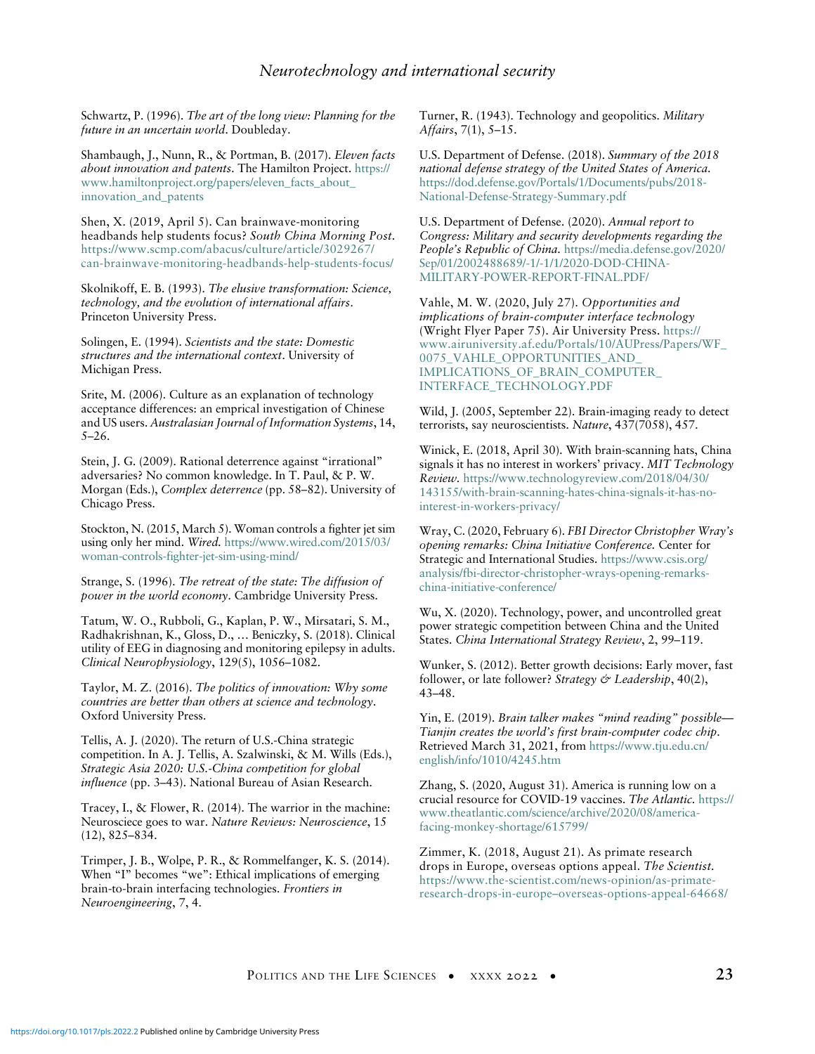Schwartz, P. (1996). *The art of the long view: Planning for the future in an uncertain world*. Doubleday.

Shambaugh, J., Nunn, R., & Portman, B. (2017). *Eleven facts about innovation and patents*. The Hamilton Project. https://www.hamiltonproject.org/papers/eleven_facts_about_innovation_and_patents

Shen, X. (2019, April 5). Can brainwave-monitoring headbands help students focus? *South China Morning Post*. https://www.scmp.com/abacus/culture/article/3029267/can-brainwave-monitoring-headbands-help-students-focus/

Skolnikoff, E. B. (1993). *The elusive transformation: Science, technology, and the evolution of international affairs*. Princeton University Press.

Solingen, E. (1994). *Scientists and the state: Domestic structures and the international context*. University of Michigan Press.

Srite, M. (2006). Culture as an explanation of technology acceptance differences: an emprical investigation of Chinese and US users. *Australasian Journal of Information Systems*, 14, 5–26.

Stein, J. G. (2009). Rational deterrence against "irrational" adversaries? No common knowledge. In T. Paul, & P. W. Morgan (Eds.), *Complex deterrence* (pp. 58–82). University of Chicago Press.

Stockton, N. (2015, March 5). Woman controls a fighter jet sim using only her mind. *Wired*. https://www.wired.com/2015/03/woman-controls-fighter-jet-sim-using-mind/

Strange, S. (1996). *The retreat of the state: The diffusion of power in the world economy*. Cambridge University Press.

Tatum, W. O., Rubboli, G., Kaplan, P. W., Mirsatari, S. M., Radhakrishnan, K., Gloss, D., … Beniczky, S. (2018). Clinical utility of EEG in diagnosing and monitoring epilepsy in adults. *Clinical Neurophysiology*, 129(5), 1056–1082.

Taylor, M. Z. (2016). *The politics of innovation: Why some countries are better than others at science and technology*. Oxford University Press.

Tellis, A. J. (2020). The return of U.S.-China strategic competition. In A. J. Tellis, A. Szalwinski, & M. Wills (Eds.), *Strategic Asia 2020: U.S.-China competition for global influence* (pp. 3–43). National Bureau of Asian Research.

Tracey, I., & Flower, R. (2014). The warrior in the machine: Neurosciece goes to war. *Nature Reviews: Neuroscience*, 15 (12), 825–834.

Trimper, J. B., Wolpe, P. R., & Rommelfanger, K. S. (2014). When "I" becomes "we": Ethical implications of emerging brain-to-brain interfacing technologies. *Frontiers in Neuroengineering*, 7, 4.

Turner, R. (1943). Technology and geopolitics. *Military Affairs*, 7(1), 5–15.

U.S. Department of Defense. (2018). *Summary of the 2018 national defense strategy of the United States of America*. https://dod.defense.gov/Portals/1/Documents/pubs/2018-National-Defense-Strategy-Summary.pdf

U.S. Department of Defense. (2020). *Annual report to Congress: Military and security developments regarding the People's Republic of China*. https://media.defense.gov/2020/Sep/01/2002488689/-1/-1/1/2020-DOD-CHINA-MILITARY-POWER-REPORT-FINAL.PDF/

Vahle, M. W. (2020, July 27). *Opportunities and implications of brain-computer interface technology* (Wright Flyer Paper 75). Air University Press. https://www.airuniversity.af.edu/Portals/10/AUPress/Papers/WF_0075_VAHLE_OPPORTUNITIES_AND_IMPLICATIONS_OF_BRAIN_COMPUTER_INTERFACE_TECHNOLOGY.PDF

Wild, J. (2005, September 22). Brain-imaging ready to detect terrorists, say neuroscientists. *Nature*, 437(7058), 457.

Winick, E. (2018, April 30). With brain-scanning hats, China signals it has no interest in workers' privacy. *MIT Technology Review*. https://www.technologyreview.com/2018/04/30/143155/with-brain-scanning-hates-china-signals-it-has-no-interest-in-workers-privacy/

Wray, C. (2020, February 6). *FBI Director Christopher Wray's opening remarks: China Initiative Conference*. Center for Strategic and International Studies. https://www.csis.org/analysis/fbi-director-christopher-wrays-opening-remarks-china-initiative-conference/

Wu, X. (2020). Technology, power, and uncontrolled great power strategic competition between China and the United States. *China International Strategy Review*, 2, 99–119.

Wunker, S. (2012). Better growth decisions: Early mover, fast follower, or late follower? *Strategy & Leadership*, 40(2), 43–48.

Yin, E. (2019). *Brain talker makes "mind reading" possible—Tianjin creates the world's first brain-computer codec chip*. Retrieved March 31, 2021, from https://www.tju.edu.cn/english/info/1010/4245.htm

Zhang, S. (2020, August 31). America is running low on a crucial resource for COVID-19 vaccines. *The Atlantic*. https://www.theatlantic.com/science/archive/2020/08/america-facing-monkey-shortage/615799/

Zimmer, K. (2018, August 21). As primate research drops in Europe, overseas options appeal. *The Scientist*. https://www.the-scientist.com/news-opinion/as-primate-research-drops-in-europe–overseas-options-appeal-64668/